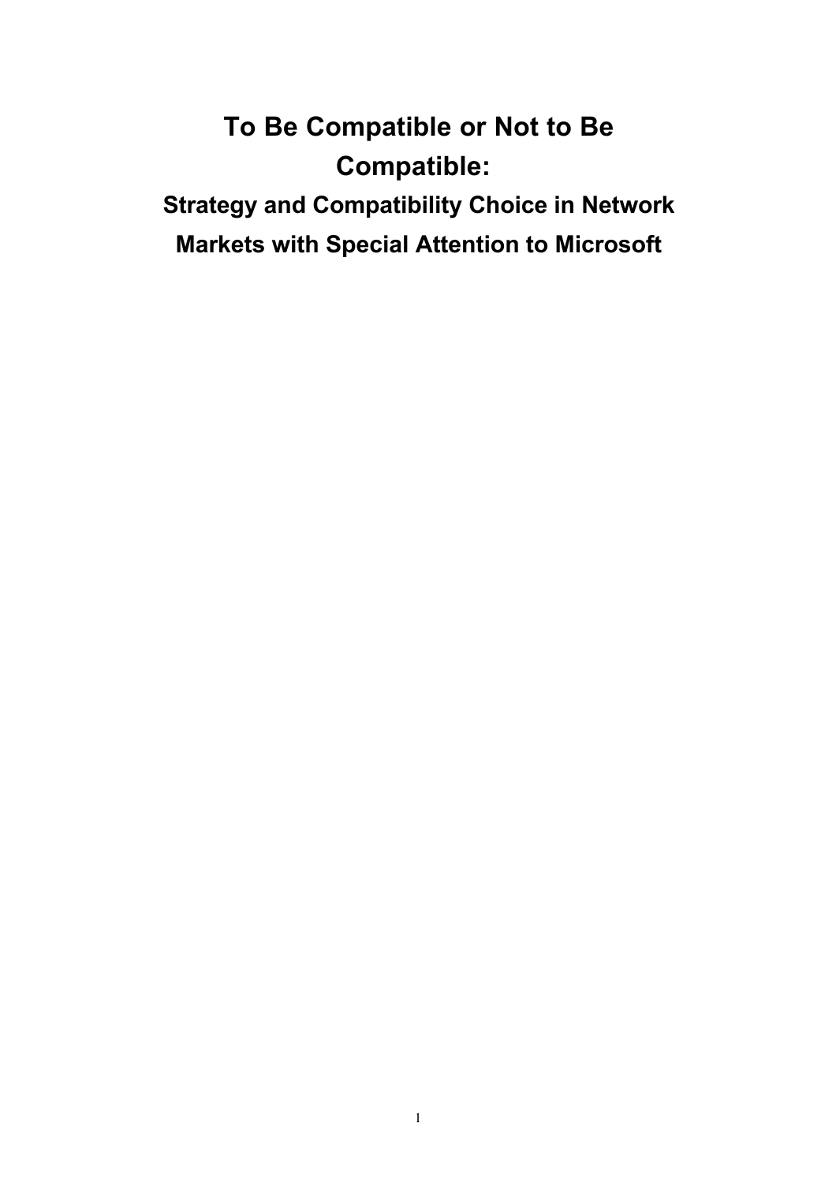# To Be Compatible or Not to Be Compatible:

## Strategy and Compatibility Choice in Network Markets with Special Attention to Microsoft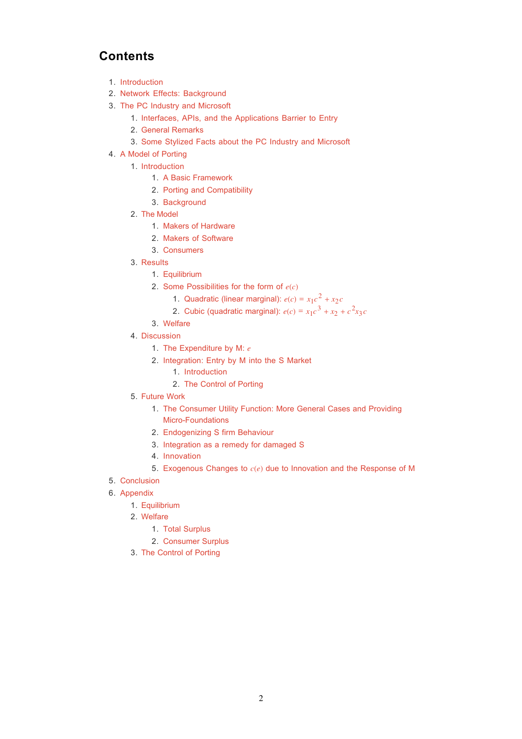# Contents

1. Introduction
2. Network Effects: Background
3. The PC Industry and Microsoft
    1. Interfaces, APIs, and the Applications Barrier to Entry
    2. General Remarks
    3. Some Stylized Facts about the PC Industry and Microsoft
4. A Model of Porting
    1. Introduction
        1. A Basic Framework
        2. Porting and Compatibility
        3. Background
    2. The Model
        1. Makers of Hardware
        2. Makers of Software
        3. Consumers
    3. Results
        1. Equilibrium
        2. Some Possibilities for the form of $e(c)$
            1. Quadratic (linear marginal): $e(c) = x_1c^2 + x_2c$
            2. Cubic (quadratic marginal): $e(c) = x_1c^3 + x_2 + c^2x_3c$
        3. Welfare
    4. Discussion
        1. The Expenditure by M: $e$
        2. Integration: Entry by M into the S Market
            1. Introduction
            2. The Control of Porting
    5. Future Work
        1. The Consumer Utility Function: More General Cases and Providing Micro-Foundations
        2. Endogenizing S firm Behaviour
        3. Integration as a remedy for damaged S
        4. Innovation
        5. Exogenous Changes to $c(e)$ due to Innovation and the Response of M
5. Conclusion
6. Appendix
    1. Equilibrium
    2. Welfare
        1. Total Surplus
        2. Consumer Surplus
    3. The Control of Porting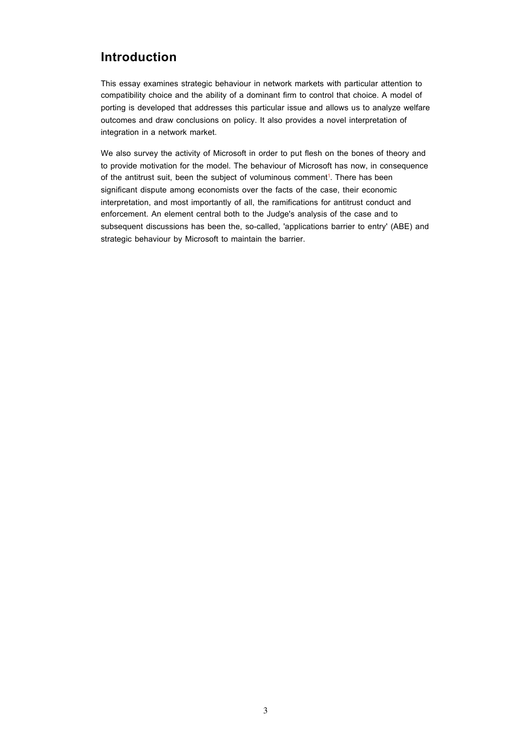# Introduction

This essay examines strategic behaviour in network markets with particular attention to compatibility choice and the ability of a dominant firm to control that choice. A model of porting is developed that addresses this particular issue and allows us to analyze welfare outcomes and draw conclusions on policy. It also provides a novel interpretation of integration in a network market.

We also survey the activity of Microsoft in order to put flesh on the bones of theory and to provide motivation for the model. The behaviour of Microsoft has now, in consequence of the antitrust suit, been the subject of voluminous comment[1]. There has been significant dispute among economists over the facts of the case, their economic interpretation, and most importantly of all, the ramifications for antitrust conduct and enforcement. An element central both to the Judge's analysis of the case and to subsequent discussions has been the, so-called, 'applications barrier to entry' (ABE) and strategic behaviour by Microsoft to maintain the barrier.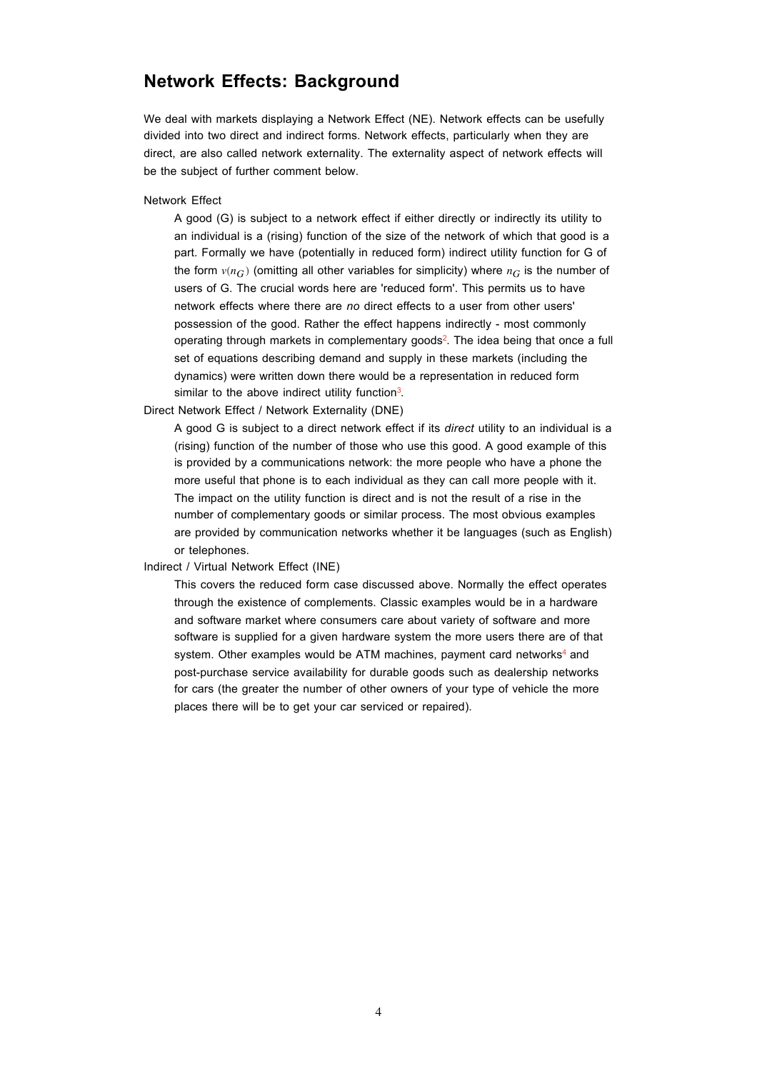## Network Effects: Background

We deal with markets displaying a Network Effect (NE). Network effects can be usefully divided into two direct and indirect forms. Network effects, particularly when they are direct, are also called network externality. The externality aspect of network effects will be the subject of further comment below.

Network Effect

A good (G) is subject to a network effect if either directly or indirectly its utility to an individual is a (rising) function of the size of the network of which that good is a part. Formally we have (potentially in reduced form) indirect utility function for G of the form $v(n_G)$ (omitting all other variables for simplicity) where $n_G$ is the number of users of G. The crucial words here are 'reduced form'. This permits us to have network effects where there are *no* direct effects to a user from other users' possession of the good. Rather the effect happens indirectly - most commonly operating through markets in complementary goods[2]. The idea being that once a full set of equations describing demand and supply in these markets (including the dynamics) were written down there would be a representation in reduced form similar to the above indirect utility function[3].

Direct Network Effect / Network Externality (DNE)

A good G is subject to a direct network effect if its *direct* utility to an individual is a (rising) function of the number of those who use this good. A good example of this is provided by a communications network: the more people who have a phone the more useful that phone is to each individual as they can call more people with it. The impact on the utility function is direct and is not the result of a rise in the number of complementary goods or similar process. The most obvious examples are provided by communication networks whether it be languages (such as English) or telephones.

Indirect / Virtual Network Effect (INE)

This covers the reduced form case discussed above. Normally the effect operates through the existence of complements. Classic examples would be in a hardware and software market where consumers care about variety of software and more software is supplied for a given hardware system the more users there are of that system. Other examples would be ATM machines, payment card networks[4] and post-purchase service availability for durable goods such as dealership networks for cars (the greater the number of other owners of your type of vehicle the more places there will be to get your car serviced or repaired).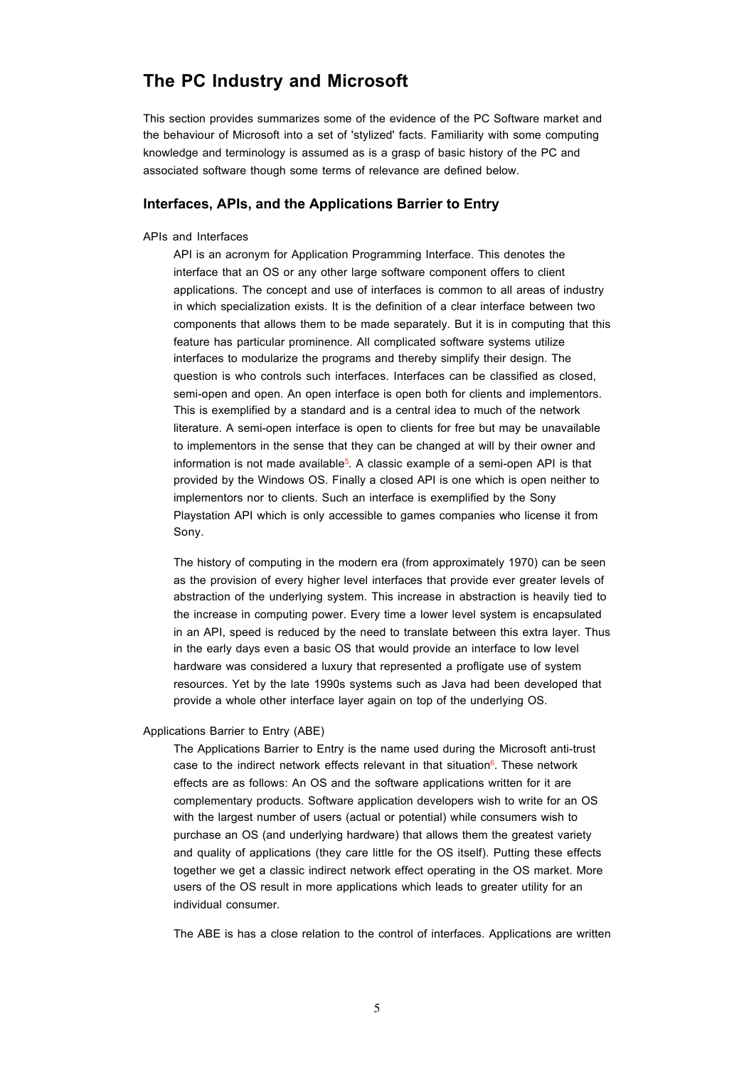## The PC Industry and Microsoft

This section provides summarizes some of the evidence of the PC Software market and the behaviour of Microsoft into a set of 'stylized' facts. Familiarity with some computing knowledge and terminology is assumed as is a grasp of basic history of the PC and associated software though some terms of relevance are defined below.

### Interfaces, APIs, and the Applications Barrier to Entry

APIs and Interfaces

API is an acronym for Application Programming Interface. This denotes the interface that an OS or any other large software component offers to client applications. The concept and use of interfaces is common to all areas of industry in which specialization exists. It is the definition of a clear interface between two components that allows them to be made separately. But it is in computing that this feature has particular prominence. All complicated software systems utilize interfaces to modularize the programs and thereby simplify their design. The question is who controls such interfaces. Interfaces can be classified as closed, semi-open and open. An open interface is open both for clients and implementors. This is exemplified by a standard and is a central idea to much of the network literature. A semi-open interface is open to clients for free but may be unavailable to implementors in the sense that they can be changed at will by their owner and information is not made available[5]. A classic example of a semi-open API is that provided by the Windows OS. Finally a closed API is one which is open neither to implementors nor to clients. Such an interface is exemplified by the Sony Playstation API which is only accessible to games companies who license it from Sony.

The history of computing in the modern era (from approximately 1970) can be seen as the provision of every higher level interfaces that provide ever greater levels of abstraction of the underlying system. This increase in abstraction is heavily tied to the increase in computing power. Every time a lower level system is encapsulated in an API, speed is reduced by the need to translate between this extra layer. Thus in the early days even a basic OS that would provide an interface to low level hardware was considered a luxury that represented a profligate use of system resources. Yet by the late 1990s systems such as Java had been developed that provide a whole other interface layer again on top of the underlying OS.

Applications Barrier to Entry (ABE)

The Applications Barrier to Entry is the name used during the Microsoft anti-trust case to the indirect network effects relevant in that situation[6]. These network effects are as follows: An OS and the software applications written for it are complementary products. Software application developers wish to write for an OS with the largest number of users (actual or potential) while consumers wish to purchase an OS (and underlying hardware) that allows them the greatest variety and quality of applications (they care little for the OS itself). Putting these effects together we get a classic indirect network effect operating in the OS market. More users of the OS result in more applications which leads to greater utility for an individual consumer.

The ABE is has a close relation to the control of interfaces. Applications are written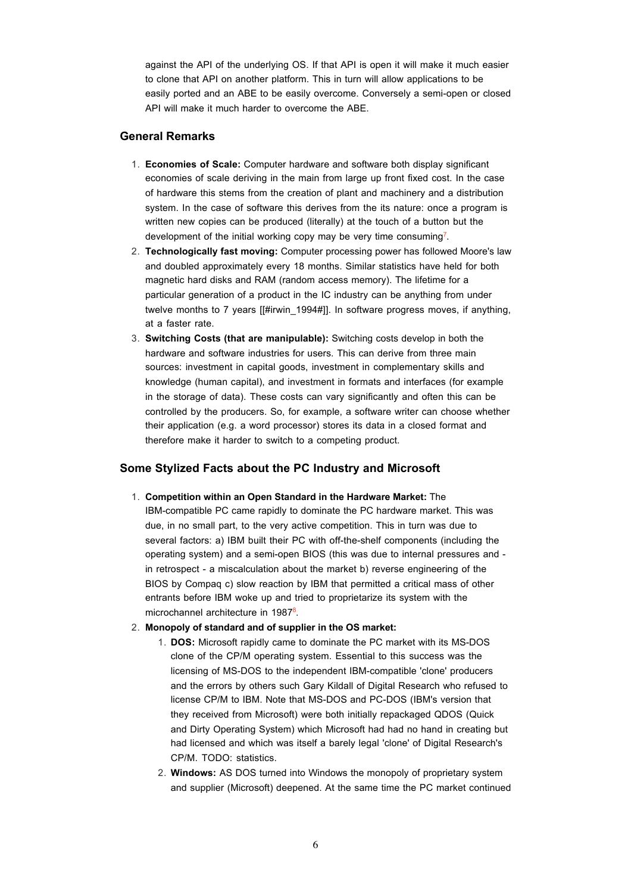against the API of the underlying OS. If that API is open it will make it much easier to clone that API on another platform. This in turn will allow applications to be easily ported and an ABE to be easily overcome. Conversely a semi-open or closed API will make it much harder to overcome the ABE.

## General Remarks

1. **Economies of Scale:** Computer hardware and software both display significant economies of scale deriving in the main from large up front fixed cost. In the case of hardware this stems from the creation of plant and machinery and a distribution system. In the case of software this derives from the its nature: once a program is written new copies can be produced (literally) at the touch of a button but the development of the initial working copy may be very time consuming[7].
2. **Technologically fast moving:** Computer processing power has followed Moore's law and doubled approximately every 18 months. Similar statistics have held for both magnetic hard disks and RAM (random access memory). The lifetime for a particular generation of a product in the IC industry can be anything from under twelve months to 7 years [[#irwin_1994#]]. In software progress moves, if anything, at a faster rate.
3. **Switching Costs (that are manipulable):** Switching costs develop in both the hardware and software industries for users. This can derive from three main sources: investment in capital goods, investment in complementary skills and knowledge (human capital), and investment in formats and interfaces (for example in the storage of data). These costs can vary significantly and often this can be controlled by the producers. So, for example, a software writer can choose whether their application (e.g. a word processor) stores its data in a closed format and therefore make it harder to switch to a competing product.

## Some Stylized Facts about the PC Industry and Microsoft

1. **Competition within an Open Standard in the Hardware Market:** The IBM-compatible PC came rapidly to dominate the PC hardware market. This was due, in no small part, to the very active competition. This in turn was due to several factors: a) IBM built their PC with off-the-shelf components (including the operating system) and a semi-open BIOS (this was due to internal pressures and - in retrospect - a miscalculation about the market b) reverse engineering of the BIOS by Compaq c) slow reaction by IBM that permitted a critical mass of other entrants before IBM woke up and tried to proprietarize its system with the microchannel architecture in 1987[8].
2. **Monopoly of standard and of supplier in the OS market:**
    1. **DOS:** Microsoft rapidly came to dominate the PC market with its MS-DOS clone of the CP/M operating system. Essential to this success was the licensing of MS-DOS to the independent IBM-compatible 'clone' producers and the errors by others such Gary Kildall of Digital Research who refused to license CP/M to IBM. Note that MS-DOS and PC-DOS (IBM's version that they received from Microsoft) were both initially repackaged QDOS (Quick and Dirty Operating System) which Microsoft had had no hand in creating but had licensed and which was itself a barely legal 'clone' of Digital Research's CP/M. TODO: statistics.
    2. **Windows:** AS DOS turned into Windows the monopoly of proprietary system and supplier (Microsoft) deepened. At the same time the PC market continued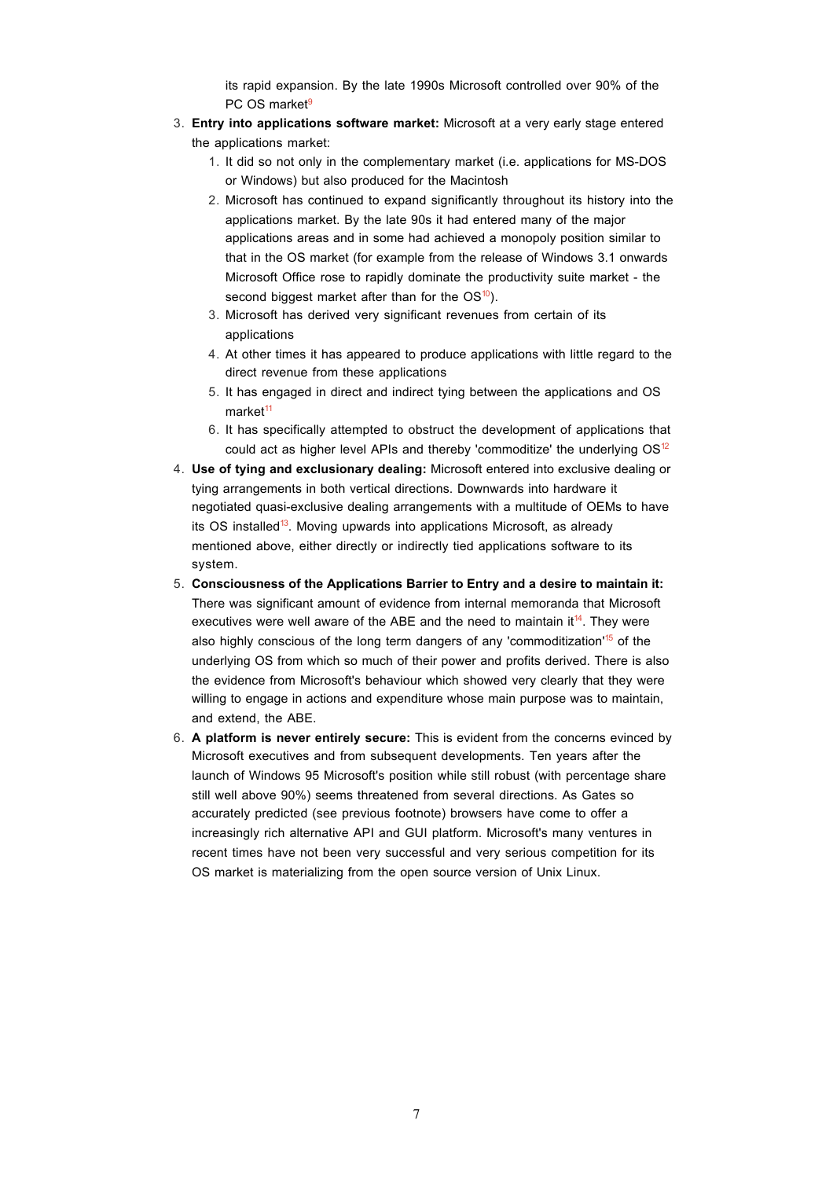its rapid expansion. By the late 1990s Microsoft controlled over 90% of the PC OS market[9]

3. **Entry into applications software market:** Microsoft at a very early stage entered the applications market:
   1. It did so not only in the complementary market (i.e. applications for MS-DOS or Windows) but also produced for the Macintosh
   2. Microsoft has continued to expand significantly throughout its history into the applications market. By the late 90s it had entered many of the major applications areas and in some had achieved a monopoly position similar to that in the OS market (for example from the release of Windows 3.1 onwards Microsoft Office rose to rapidly dominate the productivity suite market - the second biggest market after than for the OS[10]).
   3. Microsoft has derived very significant revenues from certain of its applications
   4. At other times it has appeared to produce applications with little regard to the direct revenue from these applications
   5. It has engaged in direct and indirect tying between the applications and OS market[11]
   6. It has specifically attempted to obstruct the development of applications that could act as higher level APIs and thereby 'commoditize' the underlying OS[12]
4. **Use of tying and exclusionary dealing:** Microsoft entered into exclusive dealing or tying arrangements in both vertical directions. Downwards into hardware it negotiated quasi-exclusive dealing arrangements with a multitude of OEMs to have its OS installed[13]. Moving upwards into applications Microsoft, as already mentioned above, either directly or indirectly tied applications software to its system.
5. **Consciousness of the Applications Barrier to Entry and a desire to maintain it:** There was significant amount of evidence from internal memoranda that Microsoft executives were well aware of the ABE and the need to maintain it[14]. They were also highly conscious of the long term dangers of any 'commoditization'[15] of the underlying OS from which so much of their power and profits derived. There is also the evidence from Microsoft's behaviour which showed very clearly that they were willing to engage in actions and expenditure whose main purpose was to maintain, and extend, the ABE.
6. **A platform is never entirely secure:** This is evident from the concerns evinced by Microsoft executives and from subsequent developments. Ten years after the launch of Windows 95 Microsoft's position while still robust (with percentage share still well above 90%) seems threatened from several directions. As Gates so accurately predicted (see previous footnote) browsers have come to offer a increasingly rich alternative API and GUI platform. Microsoft's many ventures in recent times have not been very successful and very serious competition for its OS market is materializing from the open source version of Unix Linux.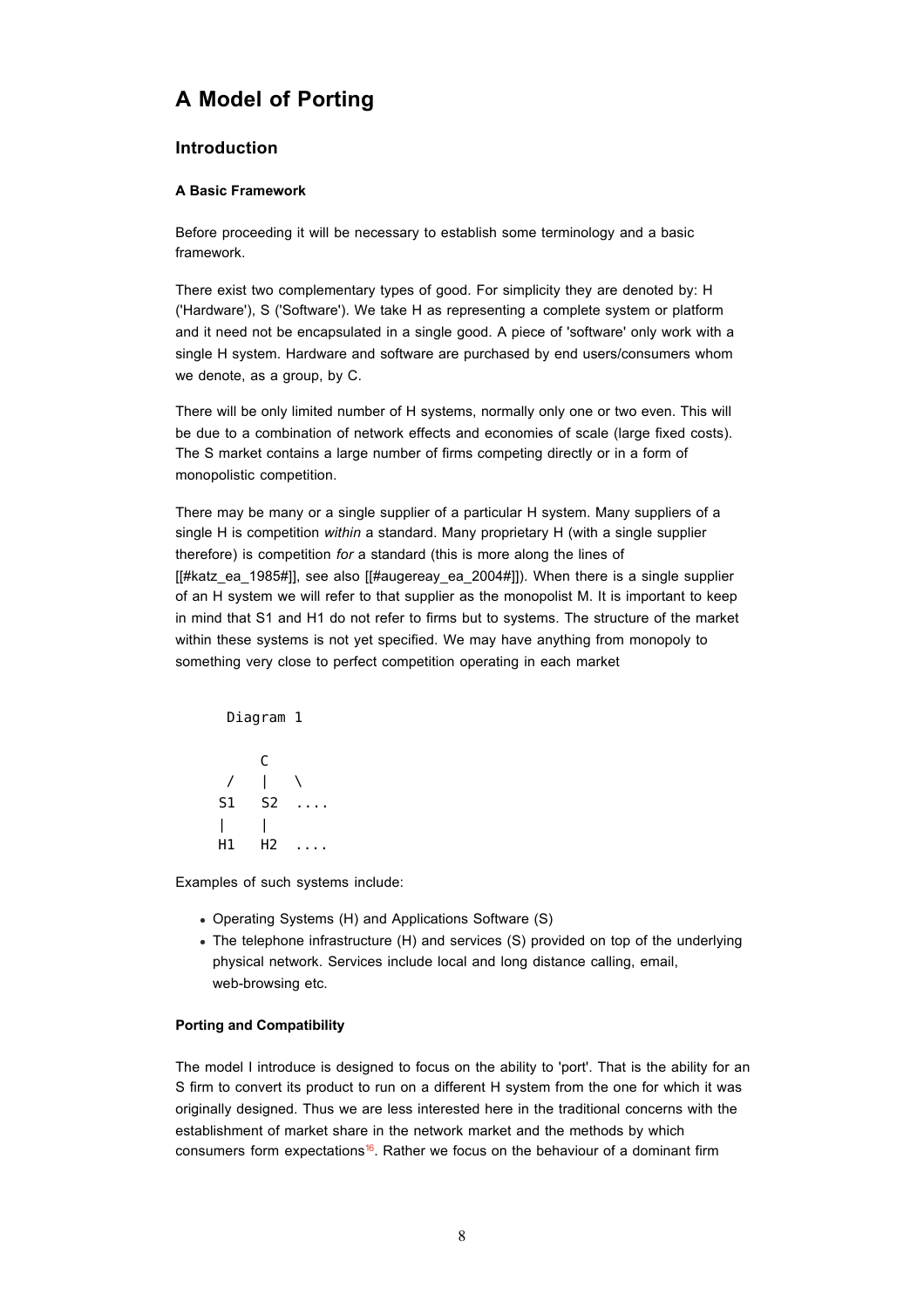# A Model of Porting

## Introduction

### A Basic Framework

Before proceeding it will be necessary to establish some terminology and a basic framework.

There exist two complementary types of good. For simplicity they are denoted by: H ('Hardware'), S ('Software'). We take H as representing a complete system or platform and it need not be encapsulated in a single good. A piece of 'software' only work with a single H system. Hardware and software are purchased by end users/consumers whom we denote, as a group, by C.

There will be only limited number of H systems, normally only one or two even. This will be due to a combination of network effects and economies of scale (large fixed costs). The S market contains a large number of firms competing directly or in a form of monopolistic competition.

There may be many or a single supplier of a particular H system. Many suppliers of a single H is competition *within* a standard. Many proprietary H (with a single supplier therefore) is competition *for* a standard (this is more along the lines of [[#katz_ea_1985#]], see also [[#augereay_ea_2004#]]). When there is a single supplier of an H system we will refer to that supplier as the monopolist M. It is important to keep in mind that S1 and H1 do not refer to firms but to systems. The structure of the market within these systems is not yet specified. We may have anything from monopoly to something very close to perfect competition operating in each market

```
 Diagram 1

     C
 /   |   \
S1   S2  ....
|    |
H1   H2  ....
```

Examples of such systems include:

- Operating Systems (H) and Applications Software (S)
- The telephone infrastructure (H) and services (S) provided on top of the underlying physical network. Services include local and long distance calling, email, web-browsing etc.

### Porting and Compatibility

The model I introduce is designed to focus on the ability to 'port'. That is the ability for an S firm to convert its product to run on a different H system from the one for which it was originally designed. Thus we are less interested here in the traditional concerns with the establishment of market share in the network market and the methods by which consumers form expectations[16]. Rather we focus on the behaviour of a dominant firm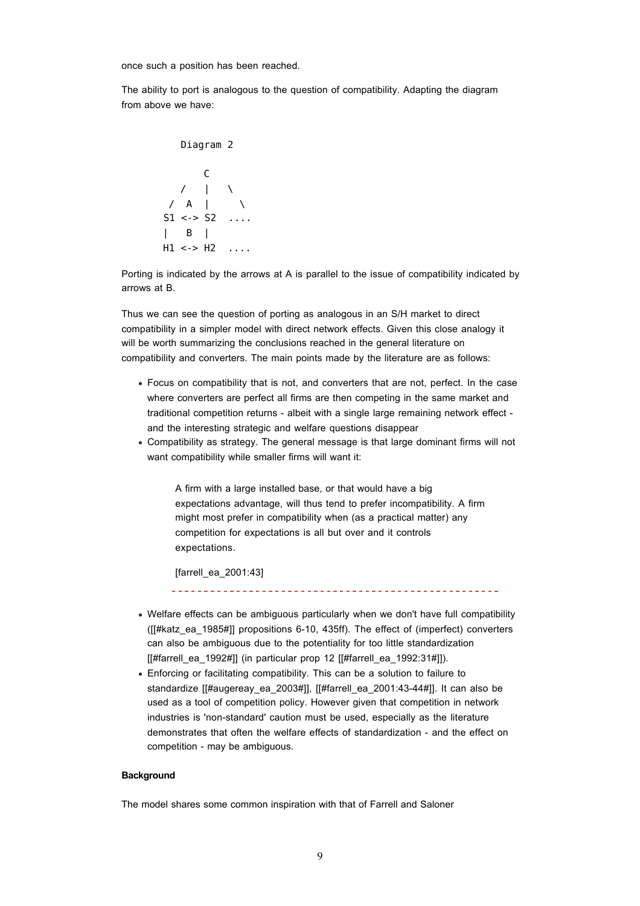once such a position has been reached.

The ability to port is analogous to the question of compatibility. Adapting the diagram from above we have:

```
    Diagram 2

         C
      /  |   \
     / A |    \
    S1 <-> S2  ....
    |  B  |
    H1 <-> H2  ....
```

Porting is indicated by the arrows at A is parallel to the issue of compatibility indicated by arrows at B.

Thus we can see the question of porting as analogous in an S/H market to direct compatibility in a simpler model with direct network effects. Given this close analogy it will be worth summarizing the conclusions reached in the general literature on compatibility and converters. The main points made by the literature are as follows:

- Focus on compatibility that is not, and converters that are not, perfect. In the case where converters are perfect all firms are then competing in the same market and traditional competition returns - albeit with a single large remaining network effect - and the interesting strategic and welfare questions disappear
- Compatibility as strategy. The general message is that large dominant firms will not want compatibility while smaller firms will want it:

  > A firm with a large installed base, or that would have a big expectations advantage, will thus tend to prefer incompatibility. A firm might most prefer in compatibility when (as a practical matter) any competition for expectations is all but over and it controls expectations.
  >
  > [farrell_ea_2001:43]

- Welfare effects can be ambiguous particularly when we don't have full compatibility ([[#katz_ea_1985#]] propositions 6-10, 435ff). The effect of (imperfect) converters can also be ambiguous due to the potentiality for too little standardization [[#farrell_ea_1992#]] (in particular prop 12 [[#farrell_ea_1992:31#]]).
- Enforcing or facilitating compatibility. This can be a solution to failure to standardize [[#augereay_ea_2003#]], [[#farrell_ea_2001:43-44#]]. It can also be used as a tool of competition policy. However given that competition in network industries is 'non-standard' caution must be used, especially as the literature demonstrates that often the welfare effects of standardization - and the effect on competition - may be ambiguous.

**Background**

The model shares some common inspiration with that of Farrell and Saloner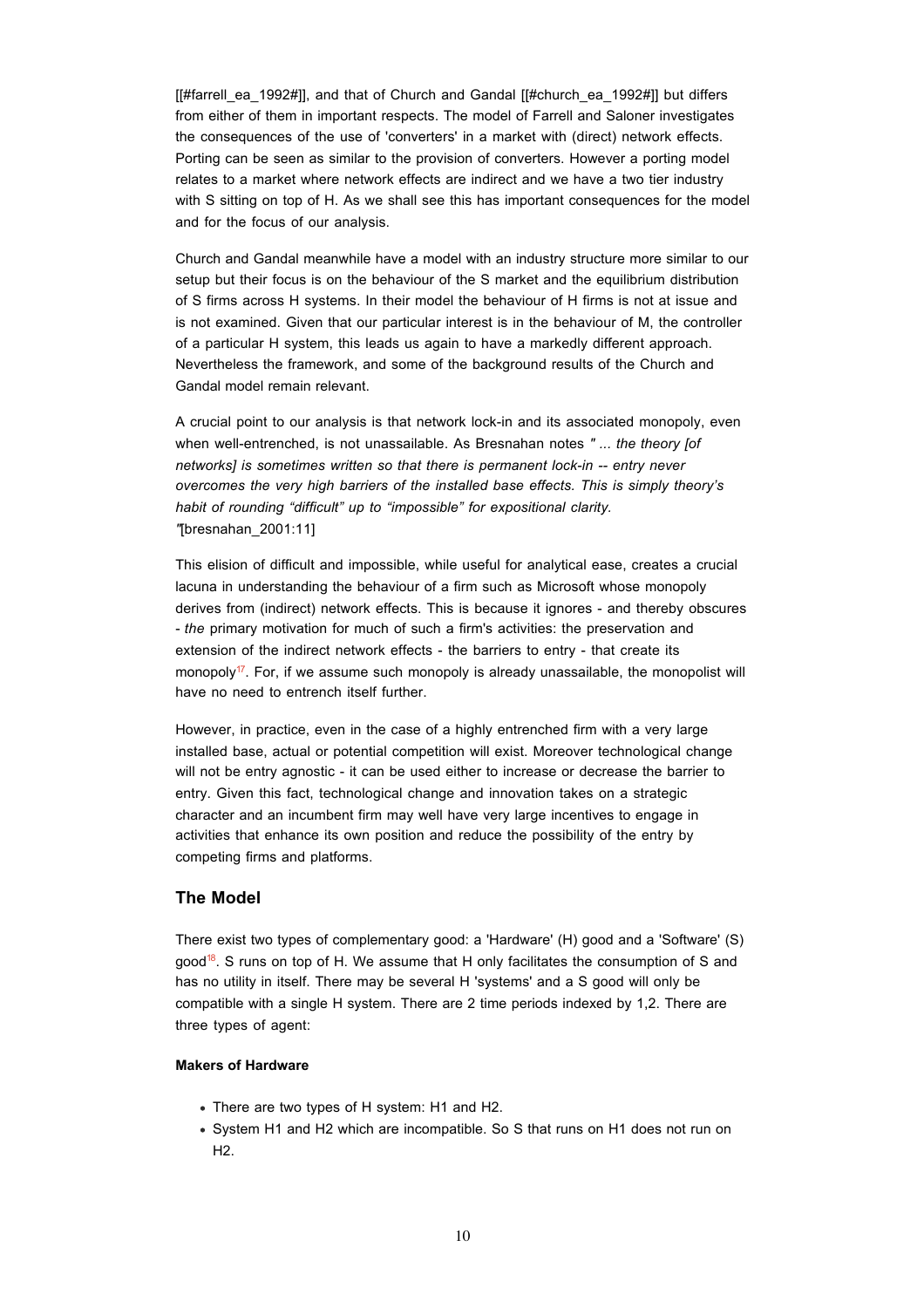[[#farrell_ea_1992#]], and that of Church and Gandal [[#church_ea_1992#]] but differs from either of them in important respects. The model of Farrell and Saloner investigates the consequences of the use of 'converters' in a market with (direct) network effects. Porting can be seen as similar to the provision of converters. However a porting model relates to a market where network effects are indirect and we have a two tier industry with S sitting on top of H. As we shall see this has important consequences for the model and for the focus of our analysis.

Church and Gandal meanwhile have a model with an industry structure more similar to our setup but their focus is on the behaviour of the S market and the equilibrium distribution of S firms across H systems. In their model the behaviour of H firms is not at issue and is not examined. Given that our particular interest is in the behaviour of M, the controller of a particular H system, this leads us again to have a markedly different approach. Nevertheless the framework, and some of the background results of the Church and Gandal model remain relevant.

A crucial point to our analysis is that network lock-in and its associated monopoly, even when well-entrenched, is not unassailable. As Bresnahan notes *" ... the theory [of networks] is sometimes written so that there is permanent lock-in -- entry never overcomes the very high barriers of the installed base effects. This is simply theory's habit of rounding "difficult" up to "impossible" for expositional clarity. "*[bresnahan_2001:11]

This elision of difficult and impossible, while useful for analytical ease, creates a crucial lacuna in understanding the behaviour of a firm such as Microsoft whose monopoly derives from (indirect) network effects. This is because it ignores - and thereby obscures - *the* primary motivation for much of such a firm's activities: the preservation and extension of the indirect network effects - the barriers to entry - that create its monopoly[17]. For, if we assume such monopoly is already unassailable, the monopolist will have no need to entrench itself further.

However, in practice, even in the case of a highly entrenched firm with a very large installed base, actual or potential competition will exist. Moreover technological change will not be entry agnostic - it can be used either to increase or decrease the barrier to entry. Given this fact, technological change and innovation takes on a strategic character and an incumbent firm may well have very large incentives to engage in activities that enhance its own position and reduce the possibility of the entry by competing firms and platforms.

## The Model

There exist two types of complementary good: a 'Hardware' (H) good and a 'Software' (S) good[18]. S runs on top of H. We assume that H only facilitates the consumption of S and has no utility in itself. There may be several H 'systems' and a S good will only be compatible with a single H system. There are 2 time periods indexed by 1,2. There are three types of agent:

#### Makers of Hardware

- There are two types of H system: H1 and H2.
- System H1 and H2 which are incompatible. So S that runs on H1 does not run on H2.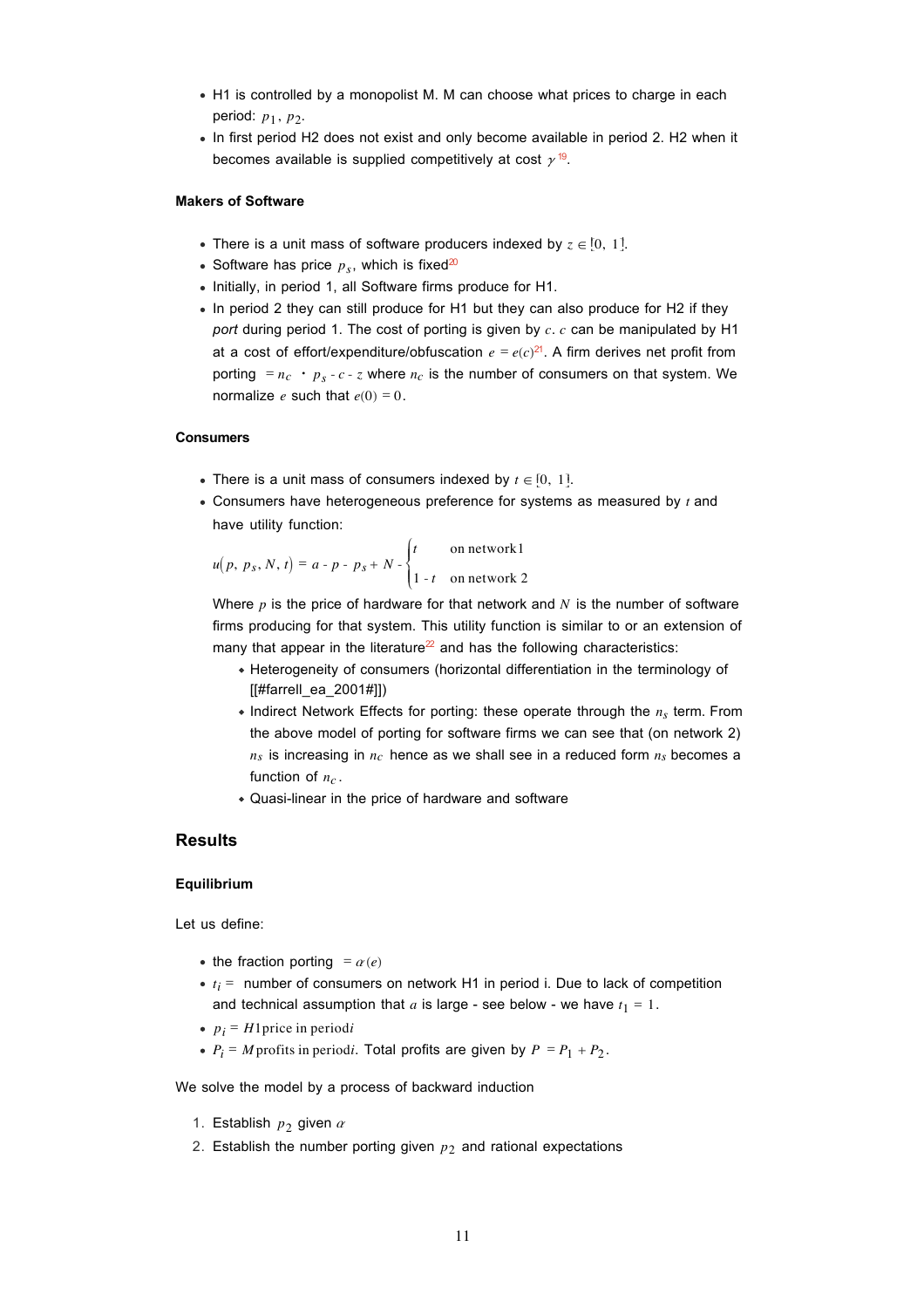- H1 is controlled by a monopolist M. M can choose what prices to charge in each period: $p_1$, $p_2$.
- In first period H2 does not exist and only become available in period 2. H2 when it becomes available is supplied competitively at cost $\gamma$[19].

#### Makers of Software

- There is a unit mass of software producers indexed by $z \in [0, 1]$.
- Software has price $p_s$, which is fixed[20]
- Initially, in period 1, all Software firms produce for H1.
- In period 2 they can still produce for H1 but they can also produce for H2 if they *port* during period 1. The cost of porting is given by $c$. $c$ can be manipulated by H1 at a cost of effort/expenditure/obfuscation $e = e(c)$[21]. A firm derives net profit from porting $= n_c \cdot p_s - c - z$ where $n_c$ is the number of consumers on that system. We normalize $e$ such that $e(0) = 0$.

#### Consumers

- There is a unit mass of consumers indexed by $t \in [0, 1]$.
- Consumers have heterogeneous preference for systems as measured by $t$ and have utility function:

$$u(p, p_s, N, t) = a - p - p_s + N - \begin{cases} t & \text{on network1} \\ 1 - t & \text{on network 2} \end{cases}$$

  Where $p$ is the price of hardware for that network and $N$ is the number of software firms producing for that system. This utility function is similar to or an extension of many that appear in the literature[22] and has the following characteristics:
  - Heterogeneity of consumers (horizontal differentiation in the terminology of [[#farrell_ea_2001#]])
  - Indirect Network Effects for porting: these operate through the $n_s$ term. From the above model of porting for software firms we can see that (on network 2) $n_s$ is increasing in $n_c$ hence as we shall see in a reduced form $n_s$ becomes a function of $n_c$.
  - Quasi-linear in the price of hardware and software

## Results

#### Equilibrium

Let us define:

- the fraction porting $= \alpha(e)$
- $t_i =$ number of consumers on network H1 in period i. Due to lack of competition and technical assumption that $a$ is large - see below - we have $t_1 = 1$.
- $p_i = H1 \text{ price in period} i$
- $P_i = M \text{ profits in period} i$. Total profits are given by $P = P_1 + P_2$.

We solve the model by a process of backward induction

1. Establish $p_2$ given $\alpha$
2. Establish the number porting given $p_2$ and rational expectations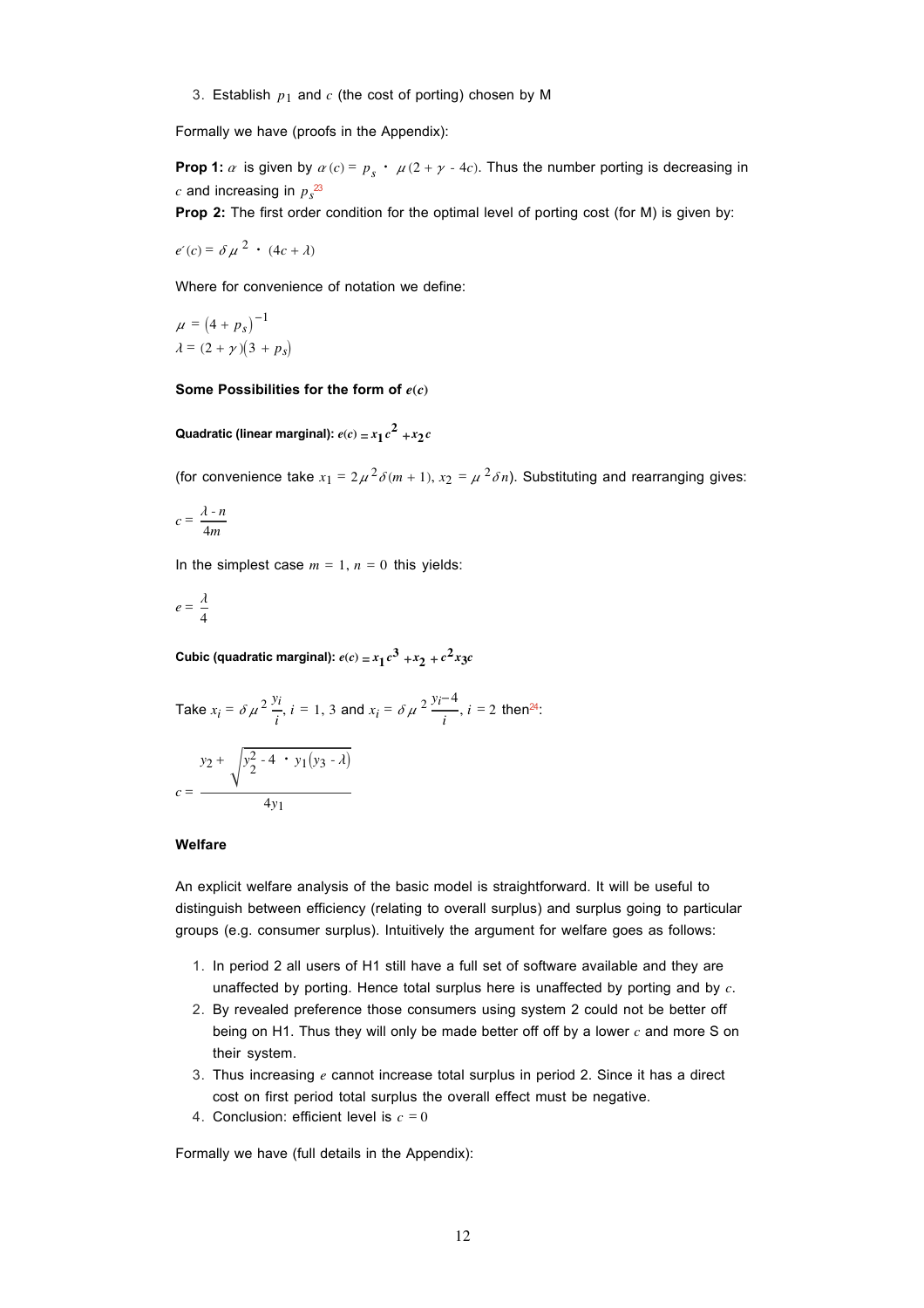3. Establish $p_1$ and $c$ (the cost of porting) chosen by M

Formally we have (proofs in the Appendix):

**Prop 1:** $\alpha$ is given by $\alpha(c) = p_s \cdot \mu(2 + \gamma - 4c)$. Thus the number porting is decreasing in $c$ and increasing in $p_s$[23]

**Prop 2:** The first order condition for the optimal level of porting cost (for M) is given by:

$$e'(c) = \delta \mu^2 \cdot (4c + \lambda)$$

Where for convenience of notation we define:

$$\mu = (4 + p_s)^{-1}$$
$$\lambda = (2 + \gamma)(3 + p_s)$$

**Some Possibilities for the form of $e(c)$**

**Quadratic (linear marginal): $e(c) = x_1 c^2 + x_2 c$**

(for convenience take $x_1 = 2\mu^2\delta(m+1)$, $x_2 = \mu^2\delta n$). Substituting and rearranging gives:

$$c = \frac{\lambda - n}{4m}$$

In the simplest case $m = 1$, $n = 0$ this yields:

$$e = \frac{\lambda}{4}$$

**Cubic (quadratic marginal): $e(c) = x_1 c^3 + x_2 + c^2 x_3 c$**

Take $x_i = \delta \mu^2 \frac{y_i}{i}$, $i = 1, 3$ and $x_i = \delta \mu^2 \frac{y_i - 4}{i}$, $i = 2$ then[24]:

$$c = \frac{y_2 + \sqrt{y_2^2 - 4 \cdot y_1(y_3 - \lambda)}}{4 y_1}$$

**Welfare**

An explicit welfare analysis of the basic model is straightforward. It will be useful to distinguish between efficiency (relating to overall surplus) and surplus going to particular groups (e.g. consumer surplus). Intuitively the argument for welfare goes as follows:

1. In period 2 all users of H1 still have a full set of software available and they are unaffected by porting. Hence total surplus here is unaffected by porting and by $c$.
2. By revealed preference those consumers using system 2 could not be better off being on H1. Thus they will only be made better off off by a lower $c$ and more S on their system.
3. Thus increasing $e$ cannot increase total surplus in period 2. Since it has a direct cost on first period total surplus the overall effect must be negative.
4. Conclusion: efficient level is $c = 0$

Formally we have (full details in the Appendix):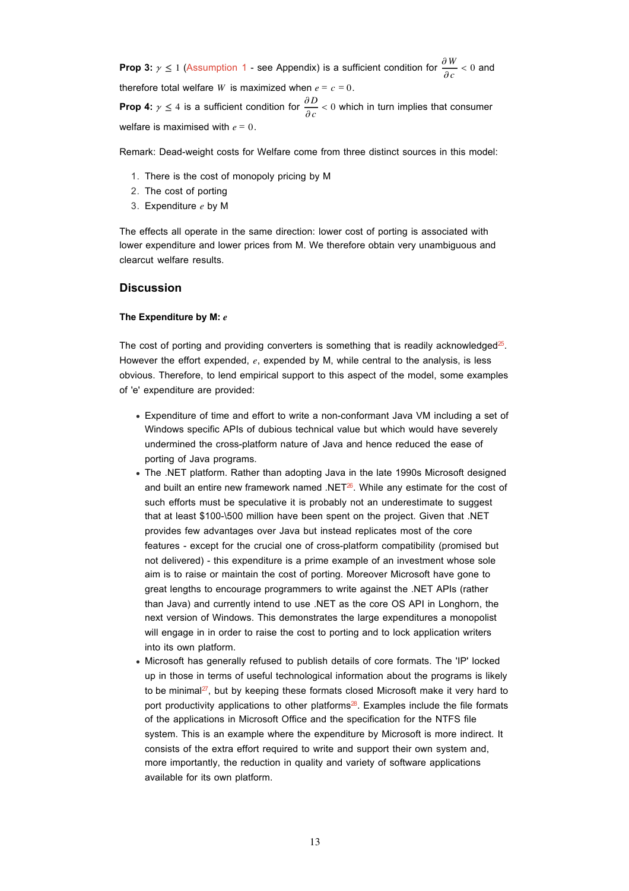**Prop 3:** $\gamma \leq 1$ (Assumption 1 - see Appendix) is a sufficient condition for $\frac{\partial W}{\partial c} < 0$ and therefore total welfare $W$ is maximized when $e = c = 0$.

**Prop 4:** $\gamma \leq 4$ is a sufficient condition for $\frac{\partial D}{\partial c} < 0$ which in turn implies that consumer welfare is maximised with $e = 0$.

Remark: Dead-weight costs for Welfare come from three distinct sources in this model:

1. There is the cost of monopoly pricing by M
2. The cost of porting
3. Expenditure $e$ by M

The effects all operate in the same direction: lower cost of porting is associated with lower expenditure and lower prices from M. We therefore obtain very unambiguous and clearcut welfare results.

## Discussion

#### The Expenditure by M: $e$

The cost of porting and providing converters is something that is readily acknowledged[25]. However the effort expended, $e$, expended by M, while central to the analysis, is less obvious. Therefore, to lend empirical support to this aspect of the model, some examples of 'e' expenditure are provided:

- Expenditure of time and effort to write a non-conformant Java VM including a set of Windows specific APIs of dubious technical value but which would have severely undermined the cross-platform nature of Java and hence reduced the ease of porting of Java programs.
- The .NET platform. Rather than adopting Java in the late 1990s Microsoft designed and built an entire new framework named .NET[26]. While any estimate for the cost of such efforts must be speculative it is probably not an underestimate to suggest that at least $100-\$500 million have been spent on the project. Given that .NET provides few advantages over Java but instead replicates most of the core features - except for the crucial one of cross-platform compatibility (promised but not delivered) - this expenditure is a prime example of an investment whose sole aim is to raise or maintain the cost of porting. Moreover Microsoft have gone to great lengths to encourage programmers to write against the .NET APIs (rather than Java) and currently intend to use .NET as the core OS API in Longhorn, the next version of Windows. This demonstrates the large expenditures a monopolist will engage in in order to raise the cost to porting and to lock application writers into its own platform.
- Microsoft has generally refused to publish details of core formats. The 'IP' locked up in those in terms of useful technological information about the programs is likely to be minimal[27], but by keeping these formats closed Microsoft make it very hard to port productivity applications to other platforms[28]. Examples include the file formats of the applications in Microsoft Office and the specification for the NTFS file system. This is an example where the expenditure by Microsoft is more indirect. It consists of the extra effort required to write and support their own system and, more importantly, the reduction in quality and variety of software applications available for its own platform.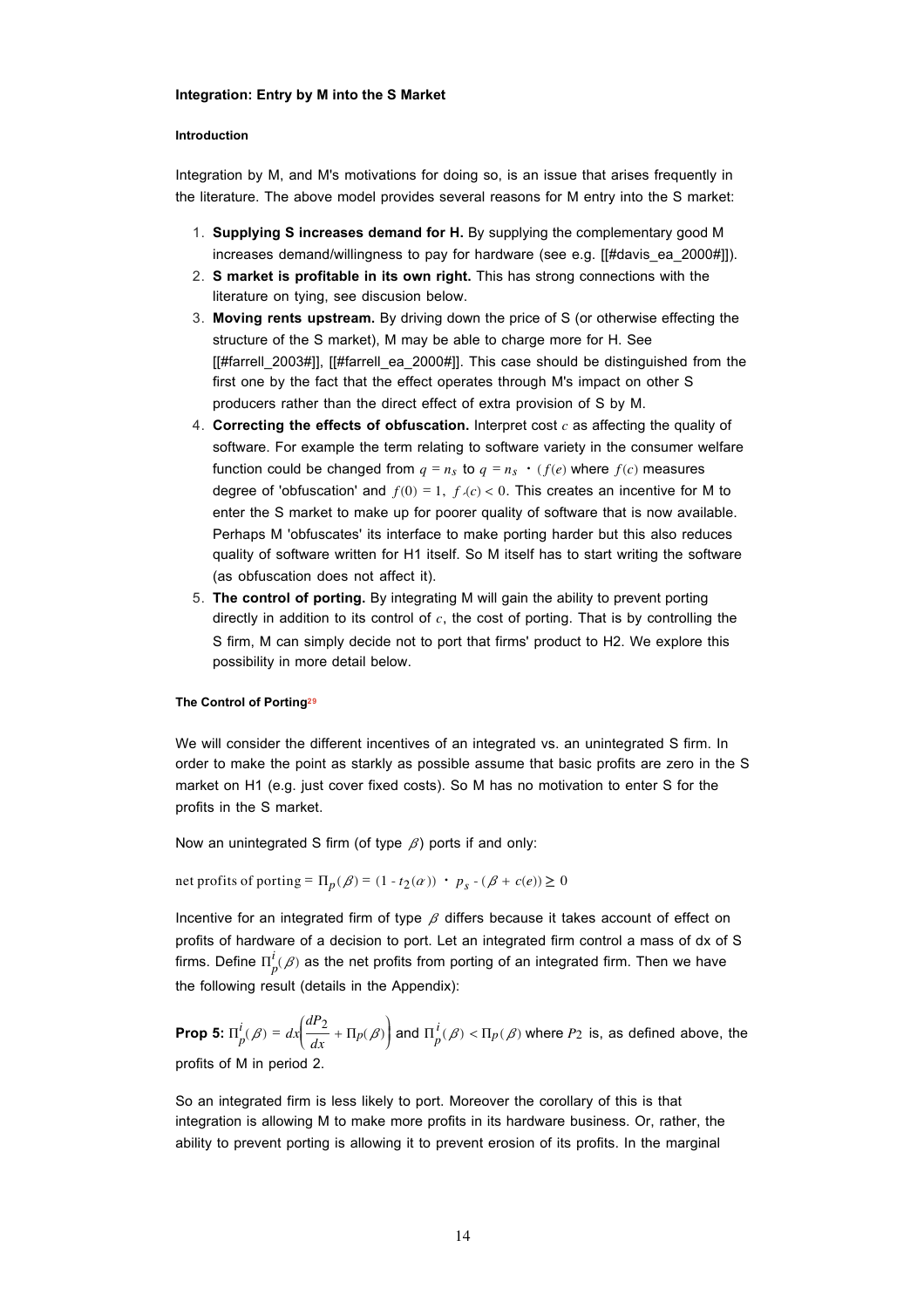### Integration: Entry by M into the S Market

#### Introduction

Integration by M, and M's motivations for doing so, is an issue that arises frequently in the literature. The above model provides several reasons for M entry into the S market:

1. **Supplying S increases demand for H.** By supplying the complementary good M increases demand/willingness to pay for hardware (see e.g. [[#davis_ea_2000#]]).
2. **S market is profitable in its own right.** This has strong connections with the literature on tying, see discusion below.
3. **Moving rents upstream.** By driving down the price of S (or otherwise effecting the structure of the S market), M may be able to charge more for H. See [[#farrell_2003#]], [[#farrell_ea_2000#]]. This case should be distinguished from the first one by the fact that the effect operates through M's impact on other S producers rather than the direct effect of extra provision of S by M.
4. **Correcting the effects of obfuscation.** Interpret cost $c$ as affecting the quality of software. For example the term relating to software variety in the consumer welfare function could be changed from $q = n_s$ to $q = n_s \cdot (f(e)$ where $f(c)$ measures degree of 'obfuscation' and $f(0) = 1,\ f'(c) < 0$. This creates an incentive for M to enter the S market to make up for poorer quality of software that is now available. Perhaps M 'obfuscates' its interface to make porting harder but this also reduces quality of software written for H1 itself. So M itself has to start writing the software (as obfuscation does not affect it).
5. **The control of porting.** By integrating M will gain the ability to prevent porting directly in addition to its control of $c$, the cost of porting. That is by controlling the S firm, M can simply decide not to port that firms' product to H2. We explore this possibility in more detail below.

#### The Control of Porting[29]

We will consider the different incentives of an integrated vs. an unintegrated S firm. In order to make the point as starkly as possible assume that basic profits are zero in the S market on H1 (e.g. just cover fixed costs). So M has no motivation to enter S for the profits in the S market.

Now an unintegrated S firm (of type $\beta$) ports if and only:

$$\text{net profits of porting} = \Pi_p(\beta) = (1 - t_2(\alpha)) \cdot p_s - (\beta + c(e)) \geq 0$$

Incentive for an integrated firm of type $\beta$ differs because it takes account of effect on profits of hardware of a decision to port. Let an integrated firm control a mass of dx of S firms. Define $\Pi_p^i(\beta)$ as the net profits from porting of an integrated firm. Then we have the following result (details in the Appendix):

**Prop 5:** $\Pi_p^i(\beta) = dx\left(\frac{dP_2}{dx} + \Pi_P(\beta)\right)$ and $\Pi_p^i(\beta) < \Pi_P(\beta)$ where $P_2$ is, as defined above, the profits of M in period 2.

So an integrated firm is less likely to port. Moreover the corollary of this is that integration is allowing M to make more profits in its hardware business. Or, rather, the ability to prevent porting is allowing it to prevent erosion of its profits. In the marginal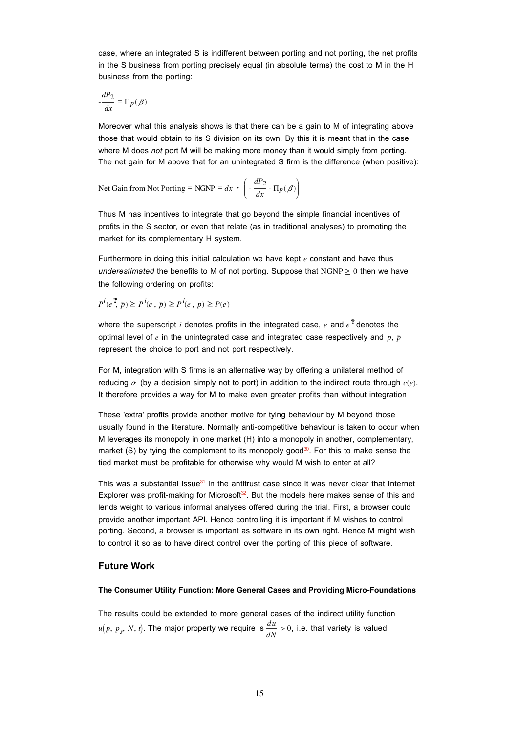case, where an integrated S is indifferent between porting and not porting, the net profits in the S business from porting precisely equal (in absolute terms) the cost to M in the H business from the porting:

$$-\frac{dP_2}{dx} = \Pi_P(\beta)$$

Moreover what this analysis shows is that there can be a gain to M of integrating above those that would obtain to its S division on its own. By this it is meant that in the case where M does *not* port M will be making more money than it would simply from porting. The net gain for M above that for an unintegrated S firm is the difference (when positive):

$$\text{Net Gain from Not Porting} = \text{NGNP} = dx \cdot \left( -\frac{dP_2}{dx} - \Pi_P(\beta) \right)$$

Thus M has incentives to integrate that go beyond the simple financial incentives of profits in the S sector, or even that relate (as in traditional analyses) to promoting the market for its complementary H system.

Furthermore in doing this initial calculation we have kept $e$ constant and have thus *underestimated* the benefits to M of not porting. Suppose that $\text{NGNP} \geq 0$ then we have the following ordering on profits:

$$P^i(e^?, \bar{p}) \geq P^i(e, \bar{p}) \geq P^i(e, p) \geq P(e)$$

where the superscript $i$ denotes profits in the integrated case, $e$ and $e^?$ denotes the optimal level of $e$ in the unintegrated case and integrated case respectively and $p$, $\bar{p}$ represent the choice to port and not port respectively.

For M, integration with S firms is an alternative way by offering a unilateral method of reducing $\alpha$ (by a decision simply not to port) in addition to the indirect route through $c(e)$. It therefore provides a way for M to make even greater profits than without integration

These 'extra' profits provide another motive for tying behaviour by M beyond those usually found in the literature. Normally anti-competitive behaviour is taken to occur when M leverages its monopoly in one market (H) into a monopoly in another, complementary, market (S) by tying the complement to its monopoly good[30]. For this to make sense the tied market must be profitable for otherwise why would M wish to enter at all?

This was a substantial issue[31] in the antitrust case since it was never clear that Internet Explorer was profit-making for Microsoft[32]. But the models here makes sense of this and lends weight to various informal analyses offered during the trial. First, a browser could provide another important API. Hence controlling it is important if M wishes to control porting. Second, a browser is important as software in its own right. Hence M might wish to control it so as to have direct control over the porting of this piece of software.

## Future Work

#### The Consumer Utility Function: More General Cases and Providing Micro-Foundations

The results could be extended to more general cases of the indirect utility function $u(p, p_s, N, t)$. The major property we require is $\frac{du}{dN} > 0$, i.e. that variety is valued.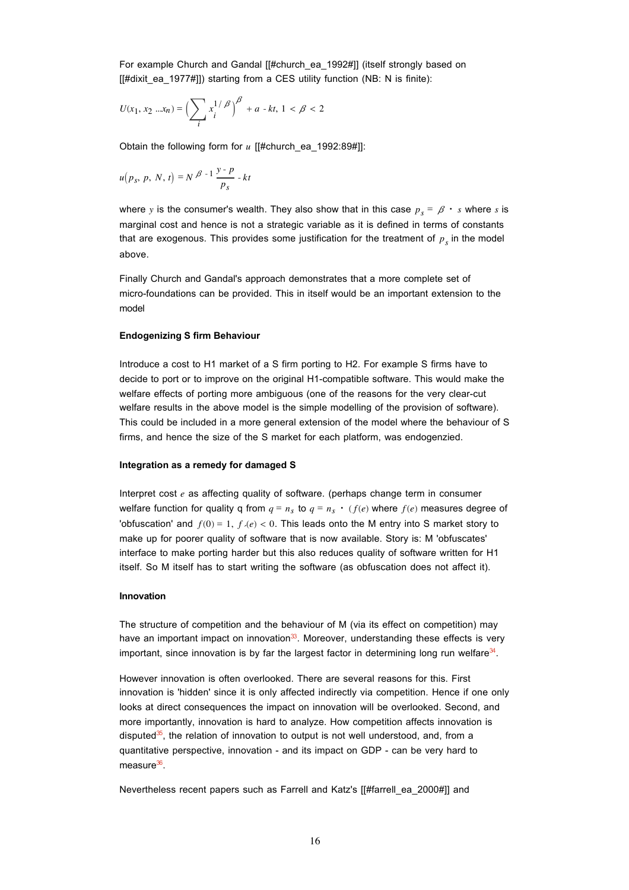For example Church and Gandal [[#church_ea_1992#]] (itself strongly based on [[#dixit_ea_1977#]]) starting from a CES utility function (NB: N is finite):

$$U(x_1, x_2 \ldots x_n) = \left( \sum_i x_i^{1/\beta} \right)^{\beta} + a - kt, \; 1 < \beta < 2$$

Obtain the following form for $u$ [[#church_ea_1992:89#]]:

$$u\left(p_s, p, N, t\right) = N^{\beta - 1} \frac{y - p}{p_s} - kt$$

where $y$ is the consumer's wealth. They also show that in this case $p_s = \beta \cdot s$ where $s$ is marginal cost and hence is not a strategic variable as it is defined in terms of constants that are exogenous. This provides some justification for the treatment of $p_s$ in the model above.

Finally Church and Gandal's approach demonstrates that a more complete set of micro-foundations can be provided. This in itself would be an important extension to the model

**Endogenizing S firm Behaviour**

Introduce a cost to H1 market of a S firm porting to H2. For example S firms have to decide to port or to improve on the original H1-compatible software. This would make the welfare effects of porting more ambiguous (one of the reasons for the very clear-cut welfare results in the above model is the simple modelling of the provision of software). This could be included in a more general extension of the model where the behaviour of S firms, and hence the size of the S market for each platform, was endogenzied.

**Integration as a remedy for damaged S**

Interpret cost $e$ as affecting quality of software. (perhaps change term in consumer welfare function for quality q from $q = n_S$ to $q = n_S \cdot (f(e)$ where $f(e)$ measures degree of 'obfuscation' and $f(0) = 1, \; f'(e) < 0$. This leads onto the M entry into S market story to make up for poorer quality of software that is now available. Story is: M 'obfuscates' interface to make porting harder but this also reduces quality of software written for H1 itself. So M itself has to start writing the software (as obfuscation does not affect it).

**Innovation**

The structure of competition and the behaviour of M (via its effect on competition) may have an important impact on innovation[33]. Moreover, understanding these effects is very important, since innovation is by far the largest factor in determining long run welfare[34].

However innovation is often overlooked. There are several reasons for this. First innovation is 'hidden' since it is only affected indirectly via competition. Hence if one only looks at direct consequences the impact on innovation will be overlooked. Second, and more importantly, innovation is hard to analyze. How competition affects innovation is disputed[35], the relation of innovation to output is not well understood, and, from a quantitative perspective, innovation - and its impact on GDP - can be very hard to measure[36].

Nevertheless recent papers such as Farrell and Katz's [[#farrell_ea_2000#]] and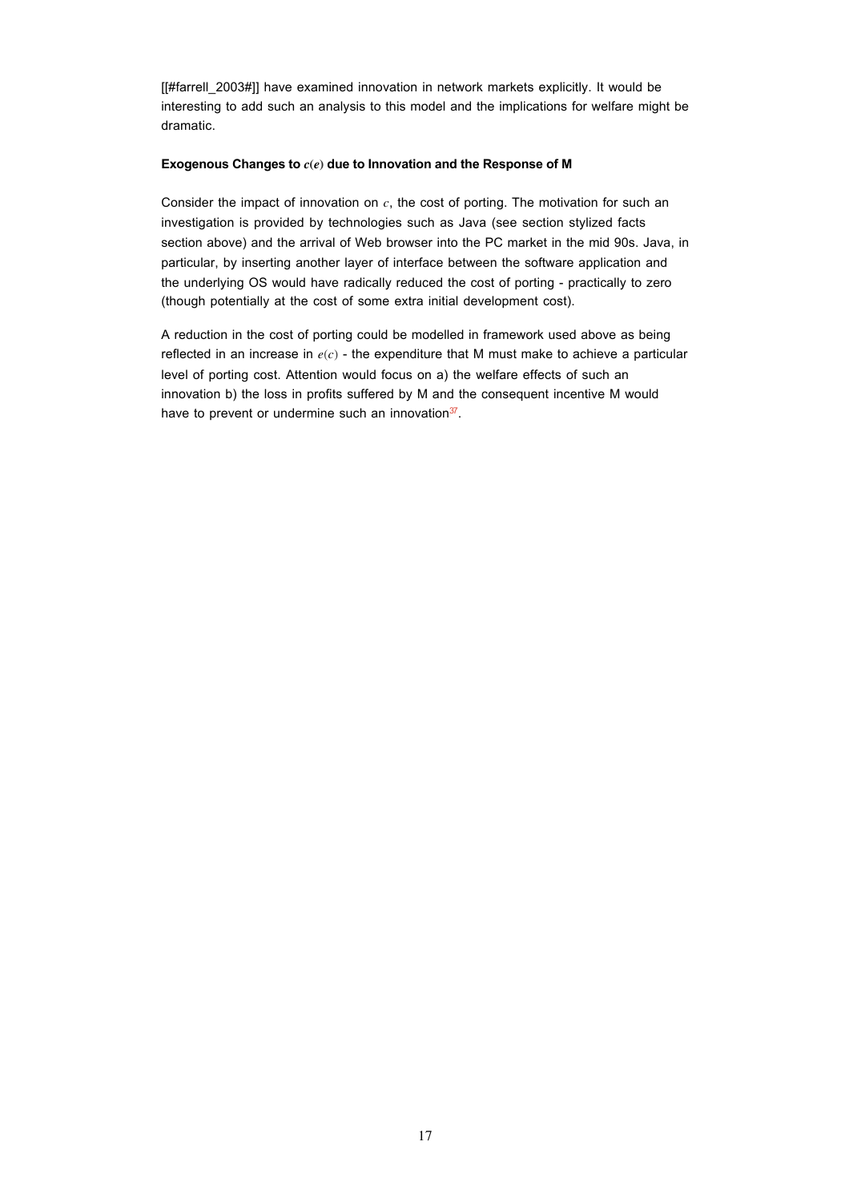[[#farrell_2003#]] have examined innovation in network markets explicitly. It would be interesting to add such an analysis to this model and the implications for welfare might be dramatic.

**Exogenous Changes to $c(e)$ due to Innovation and the Response of M**

Consider the impact of innovation on $c$, the cost of porting. The motivation for such an investigation is provided by technologies such as Java (see section stylized facts section above) and the arrival of Web browser into the PC market in the mid 90s. Java, in particular, by inserting another layer of interface between the software application and the underlying OS would have radically reduced the cost of porting - practically to zero (though potentially at the cost of some extra initial development cost).

A reduction in the cost of porting could be modelled in framework used above as being reflected in an increase in $e(c)$ - the expenditure that M must make to achieve a particular level of porting cost. Attention would focus on a) the welfare effects of such an innovation b) the loss in profits suffered by M and the consequent incentive M would have to prevent or undermine such an innovation[37].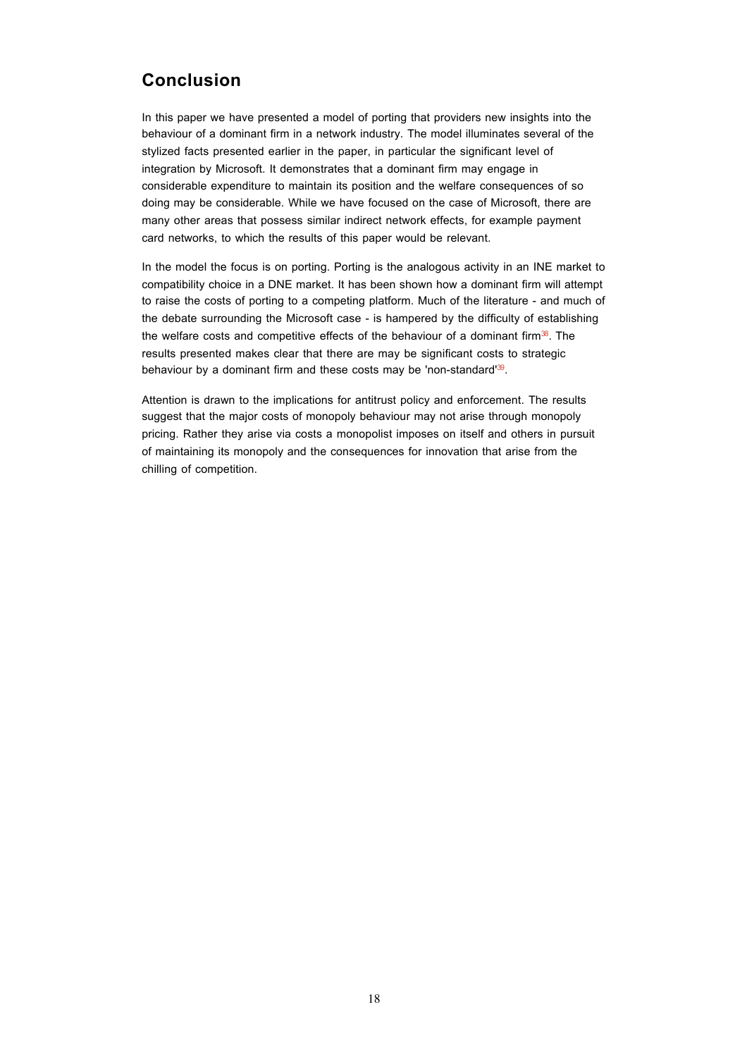## Conclusion

In this paper we have presented a model of porting that providers new insights into the behaviour of a dominant firm in a network industry. The model illuminates several of the stylized facts presented earlier in the paper, in particular the significant level of integration by Microsoft. It demonstrates that a dominant firm may engage in considerable expenditure to maintain its position and the welfare consequences of so doing may be considerable. While we have focused on the case of Microsoft, there are many other areas that possess similar indirect network effects, for example payment card networks, to which the results of this paper would be relevant.

In the model the focus is on porting. Porting is the analogous activity in an INE market to compatibility choice in a DNE market. It has been shown how a dominant firm will attempt to raise the costs of porting to a competing platform. Much of the literature - and much of the debate surrounding the Microsoft case - is hampered by the difficulty of establishing the welfare costs and competitive effects of the behaviour of a dominant firm[38]. The results presented makes clear that there are may be significant costs to strategic behaviour by a dominant firm and these costs may be 'non-standard'[39].

Attention is drawn to the implications for antitrust policy and enforcement. The results suggest that the major costs of monopoly behaviour may not arise through monopoly pricing. Rather they arise via costs a monopolist imposes on itself and others in pursuit of maintaining its monopoly and the consequences for innovation that arise from the chilling of competition.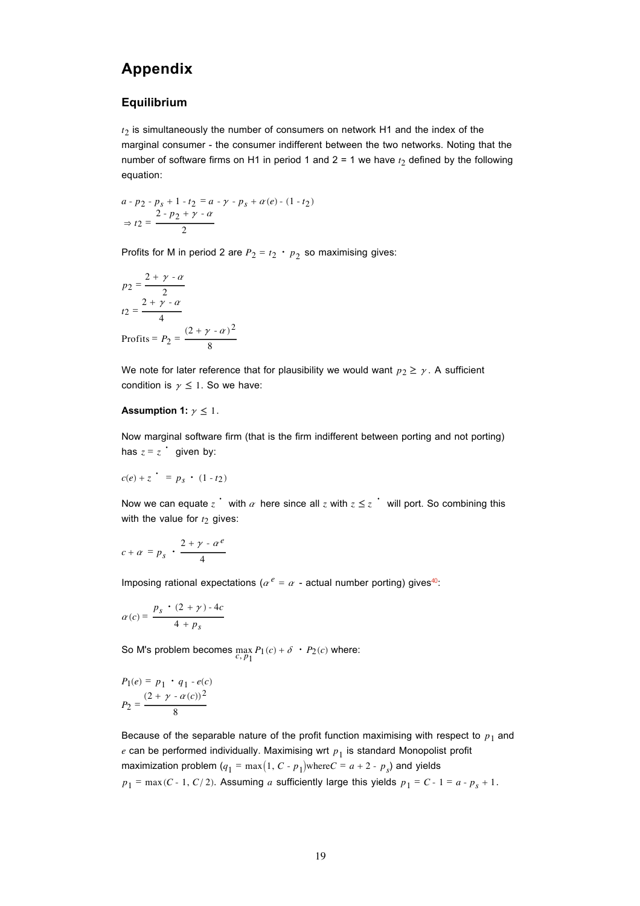# Appendix

## Equilibrium

$t_2$ is simultaneously the number of consumers on network H1 and the index of the marginal consumer - the consumer indifferent between the two networks. Noting that the number of software firms on H1 in period 1 and 2 = 1 we have $t_2$ defined by the following equation:

$$a - p_2 - p_s + 1 - t_2 = a - \gamma - p_s + \alpha(e) - (1 - t_2)$$
$$\Rightarrow t2 = \frac{2 - p_2 + \gamma - \alpha}{2}$$

Profits for M in period 2 are $P_2 = t_2 \cdot p_2$ so maximising gives:

$$p2 = \frac{2 + \gamma - \alpha}{2}$$
$$t2 = \frac{2 + \gamma - \alpha}{4}$$
$$\text{Profits} = P_2 = \frac{(2 + \gamma - \alpha)^2}{8}$$

We note for later reference that for plausibility we would want $p_2 \geq \gamma$. A sufficient condition is $\gamma \leq 1$. So we have:

**Assumption 1:** $\gamma \leq 1$.

Now marginal software firm (that is the firm indifferent between porting and not porting) has $z = z^*$ given by:

$$c(e) + z^* = p_s \cdot (1 - t_2)$$

Now we can equate $z^*$ with $\alpha$ here since all $z$ with $z \leq z^*$ will port. So combining this with the value for $t_2$ gives:

$$c + \alpha = p_s \cdot \frac{2 + \gamma - \alpha^e}{4}$$

Imposing rational expectations ($\alpha^e = \alpha$ - actual number porting) gives[40]:

$$\alpha(c) = \frac{p_s \cdot (2 + \gamma) - 4c}{4 + p_s}$$

So M's problem becomes $\max_{c, p_1} P_1(c) + \delta \cdot P_2(c)$ where:

$$P_1(e) = p_1 \cdot q_1 - e(c)$$
$$P_2 = \frac{(2 + \gamma - \alpha(c))^2}{8}$$

Because of the separable nature of the profit function maximising with respect to $p_1$ and $e$ can be performed individually. Maximising wrt $p_1$ is standard Monopolist profit maximization problem ($q_1 = \max(1, C - p_1)$ where $C = a + 2 - p_s$) and yields $p_1 = \max(C - 1, C/2)$. Assuming $a$ sufficiently large this yields $p_1 = C - 1 = a - p_s + 1$.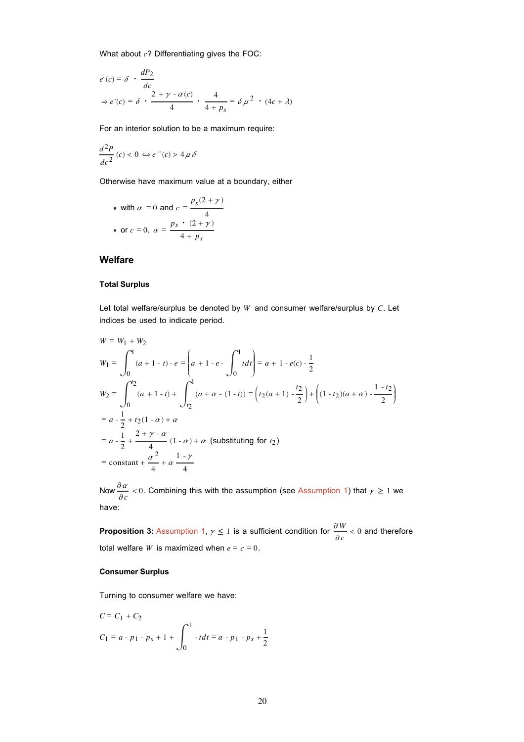What about $c$? Differentiating gives the FOC:

$$e'(c) = \delta \cdot \frac{dP_2}{dc}$$

$$\Rightarrow e'(c) = \delta \cdot \frac{2 + \gamma - \alpha(c)}{4} \cdot \frac{4}{4 + p_s} = \delta \mu^2 \cdot (4c + \lambda)$$

For an interior solution to be a maximum require:

$$\frac{d^2 P}{dc^2}(c) < 0 \Leftrightarrow e''(c) > 4\mu\delta$$

Otherwise have maximum value at a boundary, either

- with $\alpha = 0$ and $c = \dfrac{p_s(2+\gamma)}{4}$
- or $c = 0$, $\alpha = \dfrac{p_s \cdot (2+\gamma)}{4 + p_s}$

## Welfare

### Total Surplus

Let total welfare/surplus be denoted by $W$ and consumer welfare/surplus by $C$. Let indices be used to indicate period.

$$W = W_1 + W_2$$

$$W_1 = \int_0^1 (a + 1 - t) - e = \left( a + 1 - e - \int_0^1 t dt \right) = a + 1 - e(c) - \frac{1}{2}$$

$$W_2 = \int_0^{t_2} (a + 1 - t) + \int_{t_2}^1 (a + \alpha - (1 - t)) = \left( t_2(a+1) - \frac{t_2}{2} \right) + \left( (1 - t_2)(a + \alpha) - \frac{1 - t_2}{2} \right)$$

$$= a - \frac{1}{2} + t_2(1 - \alpha) + \alpha$$

$$= a - \frac{1}{2} + \frac{2 + \gamma - \alpha}{4}(1 - \alpha) + \alpha \text{ (substituting for } t_2\text{)}$$

$$= \text{constant} + \frac{\alpha^2}{4} + \alpha \frac{1 - \gamma}{4}$$

Now $\frac{\partial \alpha}{\partial c} < 0$. Combining this with the assumption (see Assumption 1) that $\gamma \geq 1$ we have:

**Proposition 3:** Assumption 1, $\gamma \leq 1$ is a sufficient condition for $\frac{\partial W}{\partial c} < 0$ and therefore total welfare $W$ is maximized when $e = c = 0$.

### Consumer Surplus

Turning to consumer welfare we have:

$$C = C_1 + C_2$$

$$C_1 = a - p_1 - p_s + 1 + \int_0^1 -t dt = a - p_1 - p_s + \frac{1}{2}$$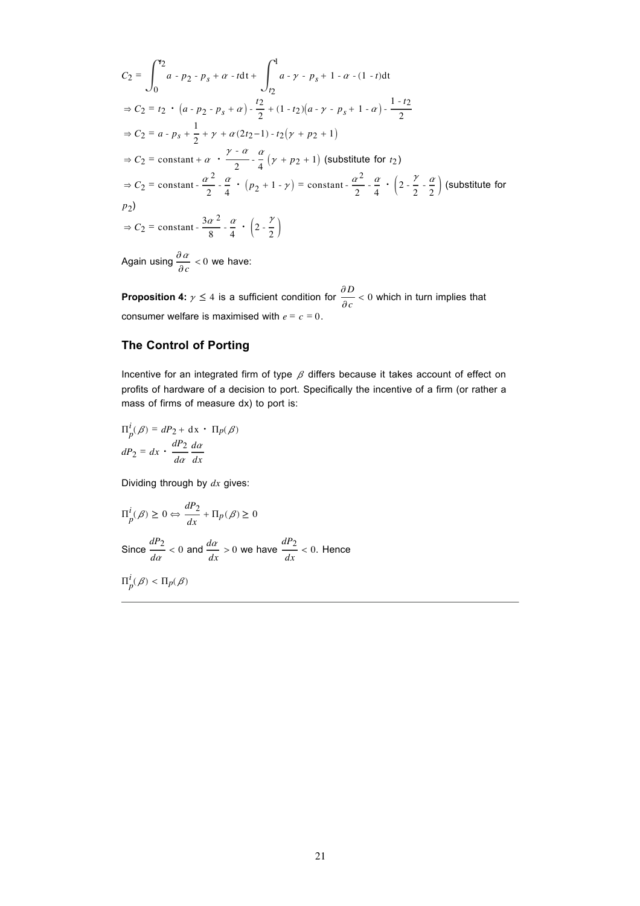$$C_2 = \int_0^{t_2} a - p_2 - p_s + \alpha - t\mathrm{d}t + \int_{t_2}^{1} a - \gamma - p_s + 1 - \alpha - (1 - t)\mathrm{d}t$$

$$\Rightarrow C_2 = t_2 \cdot \left(a - p_2 - p_s + \alpha\right) - \frac{t_2}{2} + (1 - t_2)\left(a - \gamma - p_s + 1 - \alpha\right) - \frac{1 - t_2}{2}$$

$$\Rightarrow C_2 = a - p_s + \frac{1}{2} + \gamma + \alpha(2t_2 - 1) - t_2\left(\gamma + p_2 + 1\right)$$

$$\Rightarrow C_2 = \text{constant} + \alpha \cdot \frac{\gamma - \alpha}{2} - \frac{\alpha}{4}\left(\gamma + p_2 + 1\right) \text{ (substitute for } t_2\text{)}$$

$$\Rightarrow C_2 = \text{constant} - \frac{\alpha^2}{2} - \frac{\alpha}{4} \cdot \left(p_2 + 1 - \gamma\right) = \text{constant} - \frac{\alpha^2}{2} - \frac{\alpha}{4} \cdot \left(2 - \frac{\gamma}{2} - \frac{\alpha}{2}\right) \text{ (substitute for } p_2\text{)}$$

$$\Rightarrow C_2 = \text{constant} - \frac{3\alpha^2}{8} - \frac{\alpha}{4} \cdot \left(2 - \frac{\gamma}{2}\right)$$

Again using $\frac{\partial \alpha}{\partial c} < 0$ we have:

**Proposition 4:** $\gamma \leq 4$ is a sufficient condition for $\frac{\partial D}{\partial c} < 0$ which in turn implies that consumer welfare is maximised with $e = c = 0$.

## The Control of Porting

Incentive for an integrated firm of type $\beta$ differs because it takes account of effect on profits of hardware of a decision to port. Specifically the incentive of a firm (or rather a mass of firms of measure dx) to port is:

$$\Pi_p^i(\beta) = dP_2 + \mathrm{d}x \cdot \Pi_p(\beta)$$

$$dP_2 = dx \cdot \frac{dP_2}{d\alpha}\frac{d\alpha}{dx}$$

Dividing through by $dx$ gives:

$$\Pi_p^i(\beta) \geq 0 \Leftrightarrow \frac{dP_2}{dx} + \Pi_p(\beta) \geq 0$$

Since $\frac{dP_2}{d\alpha} < 0$ and $\frac{d\alpha}{dx} > 0$ we have $\frac{dP_2}{dx} < 0$. Hence

$$\Pi_p^i(\beta) < \Pi_p(\beta)$$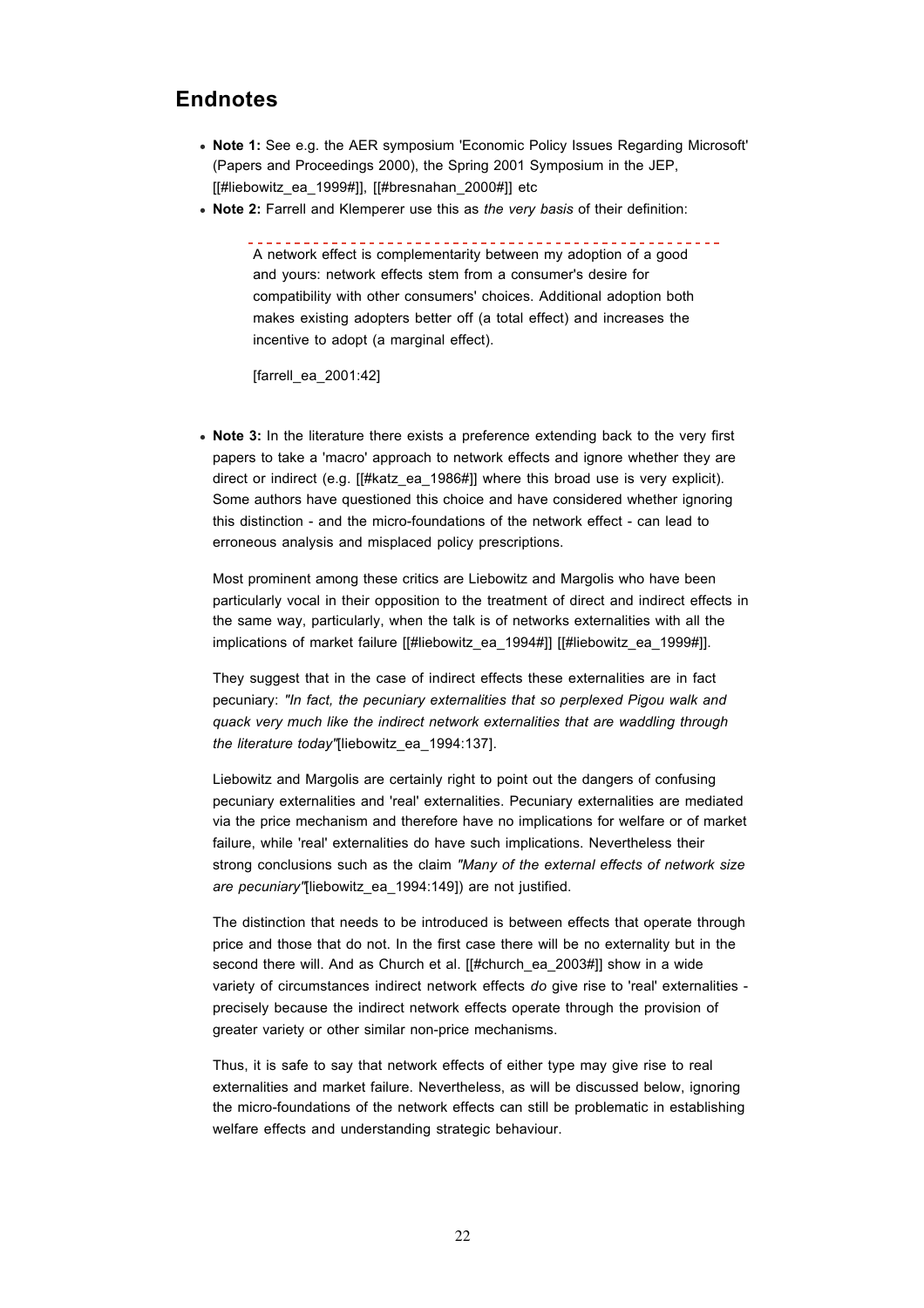## Endnotes

- **Note 1:** See e.g. the AER symposium 'Economic Policy Issues Regarding Microsoft' (Papers and Proceedings 2000), the Spring 2001 Symposium in the JEP, [[#liebowitz_ea_1999#]], [[#bresnahan_2000#]] etc
- **Note 2:** Farrell and Klemperer use this as *the very basis* of their definition:

  > A network effect is complementarity between my adoption of a good and yours: network effects stem from a consumer's desire for compatibility with other consumers' choices. Additional adoption both makes existing adopters better off (a total effect) and increases the incentive to adopt (a marginal effect).
  >
  > [farrell_ea_2001:42]

- **Note 3:** In the literature there exists a preference extending back to the very first papers to take a 'macro' approach to network effects and ignore whether they are direct or indirect (e.g. [[#katz_ea_1986#]] where this broad use is very explicit). Some authors have questioned this choice and have considered whether ignoring this distinction - and the micro-foundations of the network effect - can lead to erroneous analysis and misplaced policy prescriptions.

  Most prominent among these critics are Liebowitz and Margolis who have been particularly vocal in their opposition to the treatment of direct and indirect effects in the same way, particularly, when the talk is of networks externalities with all the implications of market failure [[#liebowitz_ea_1994#]] [[#liebowitz_ea_1999#]].

  They suggest that in the case of indirect effects these externalities are in fact pecuniary: *"In fact, the pecuniary externalities that so perplexed Pigou walk and quack very much like the indirect network externalities that are waddling through the literature today"*[liebowitz_ea_1994:137].

  Liebowitz and Margolis are certainly right to point out the dangers of confusing pecuniary externalities and 'real' externalities. Pecuniary externalities are mediated via the price mechanism and therefore have no implications for welfare or of market failure, while 'real' externalities do have such implications. Nevertheless their strong conclusions such as the claim *"Many of the external effects of network size are pecuniary"*[liebowitz_ea_1994:149]) are not justified.

  The distinction that needs to be introduced is between effects that operate through price and those that do not. In the first case there will be no externality but in the second there will. And as Church et al. [[#church_ea_2003#]] show in a wide variety of circumstances indirect network effects *do* give rise to 'real' externalities - precisely because the indirect network effects operate through the provision of greater variety or other similar non-price mechanisms.

  Thus, it is safe to say that network effects of either type may give rise to real externalities and market failure. Nevertheless, as will be discussed below, ignoring the micro-foundations of the network effects can still be problematic in establishing welfare effects and understanding strategic behaviour.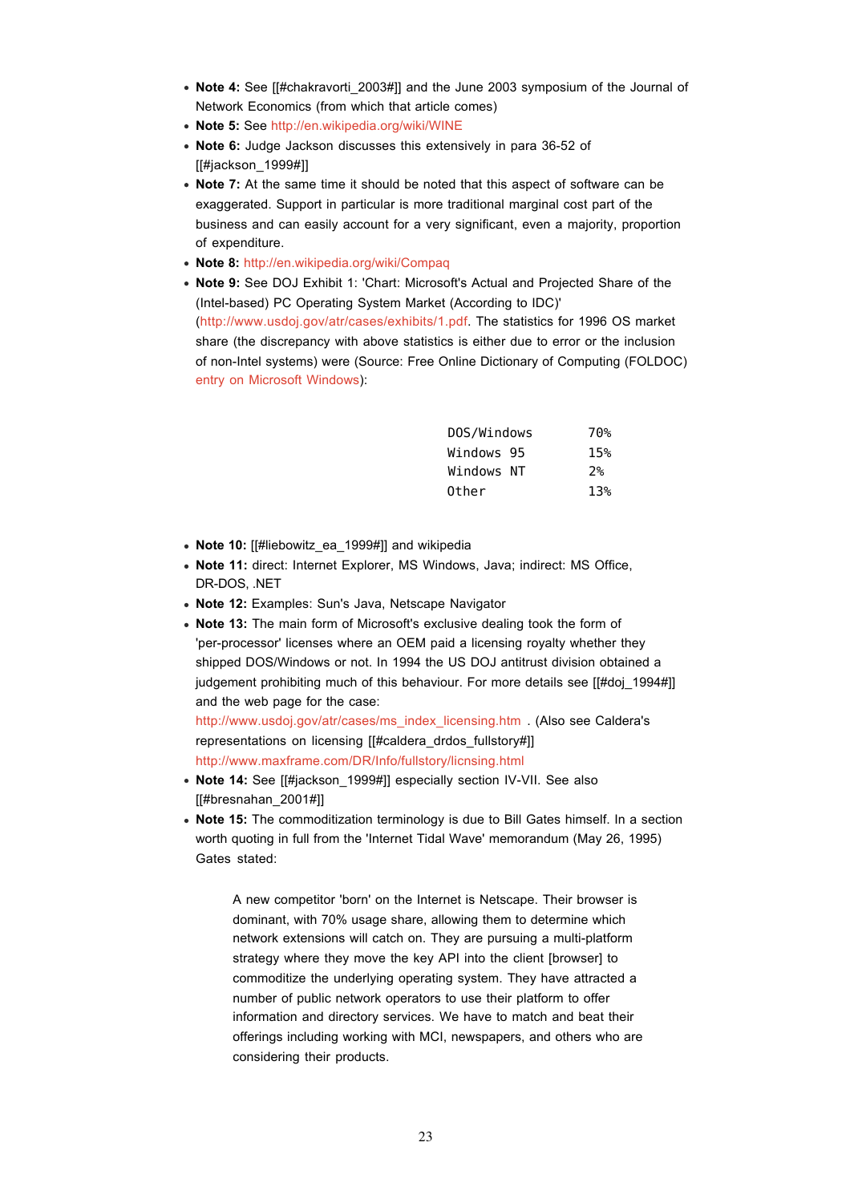- **Note 4:** See [[#chakravorti_2003#]] and the June 2003 symposium of the Journal of Network Economics (from which that article comes)
- **Note 5:** See http://en.wikipedia.org/wiki/WINE
- **Note 6:** Judge Jackson discusses this extensively in para 36-52 of [[#jackson_1999#]]
- **Note 7:** At the same time it should be noted that this aspect of software can be exaggerated. Support in particular is more traditional marginal cost part of the business and can easily account for a very significant, even a majority, proportion of expenditure.
- **Note 8:** http://en.wikipedia.org/wiki/Compaq
- **Note 9:** See DOJ Exhibit 1: 'Chart: Microsoft's Actual and Projected Share of the (Intel-based) PC Operating System Market (According to IDC)' (http://www.usdoj.gov/atr/cases/exhibits/1.pdf. The statistics for 1996 OS market share (the discrepancy with above statistics is either due to error or the inclusion of non-Intel systems) were (Source: Free Online Dictionary of Computing (FOLDOC) entry on Microsoft Windows):

```
DOS/Windows      70%
Windows 95       15%
Windows NT       2%
Other            13%
```

- **Note 10:** [[#liebowitz_ea_1999#]] and wikipedia
- **Note 11:** direct: Internet Explorer, MS Windows, Java; indirect: MS Office, DR-DOS, .NET
- **Note 12:** Examples: Sun's Java, Netscape Navigator
- **Note 13:** The main form of Microsoft's exclusive dealing took the form of 'per-processor' licenses where an OEM paid a licensing royalty whether they shipped DOS/Windows or not. In 1994 the US DOJ antitrust division obtained a judgement prohibiting much of this behaviour. For more details see [[#doj_1994#]] and the web page for the case: http://www.usdoj.gov/atr/cases/ms_index_licensing.htm . (Also see Caldera's representations on licensing [[#caldera_drdos_fullstory#]] http://www.maxframe.com/DR/Info/fullstory/licnsing.html
- **Note 14:** See [[#jackson_1999#]] especially section IV-VII. See also [[#bresnahan_2001#]]
- **Note 15:** The commoditization terminology is due to Bill Gates himself. In a section worth quoting in full from the 'Internet Tidal Wave' memorandum (May 26, 1995) Gates stated:

  > A new competitor 'born' on the Internet is Netscape. Their browser is dominant, with 70% usage share, allowing them to determine which network extensions will catch on. They are pursuing a multi-platform strategy where they move the key API into the client [browser] to commoditize the underlying operating system. They have attracted a number of public network operators to use their platform to offer information and directory services. We have to match and beat their offerings including working with MCI, newspapers, and others who are considering their products.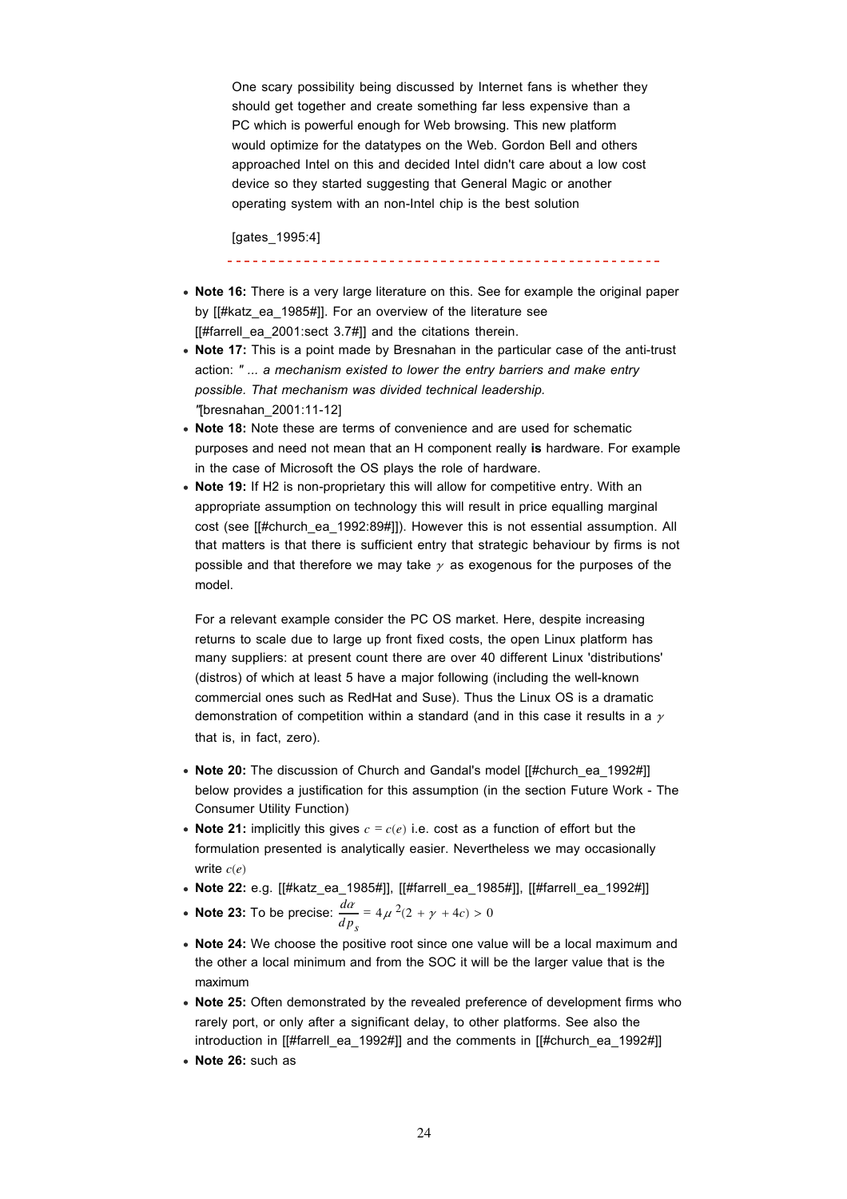> One scary possibility being discussed by Internet fans is whether they should get together and create something far less expensive than a PC which is powerful enough for Web browsing. This new platform would optimize for the datatypes on the Web. Gordon Bell and others approached Intel on this and decided Intel didn't care about a low cost device so they started suggesting that General Magic or another operating system with an non-Intel chip is the best solution
>
> [gates_1995:4]

- **Note 16:** There is a very large literature on this. See for example the original paper by [[#katz_ea_1985#]]. For an overview of the literature see [[#farrell_ea_2001:sect 3.7#]] and the citations therein.
- **Note 17:** This is a point made by Bresnahan in the particular case of the anti-trust action: *" ... a mechanism existed to lower the entry barriers and make entry possible. That mechanism was divided technical leadership. "*[bresnahan_2001:11-12]
- **Note 18:** Note these are terms of convenience and are used for schematic purposes and need not mean that an H component really **is** hardware. For example in the case of Microsoft the OS plays the role of hardware.
- **Note 19:** If H2 is non-proprietary this will allow for competitive entry. With an appropriate assumption on technology this will result in price equalling marginal cost (see [[#church_ea_1992:89#]]). However this is not essential assumption. All that matters is that there is sufficient entry that strategic behaviour by firms is not possible and that therefore we may take $\gamma$ as exogenous for the purposes of the model.

  For a relevant example consider the PC OS market. Here, despite increasing returns to scale due to large up front fixed costs, the open Linux platform has many suppliers: at present count there are over 40 different Linux 'distributions' (distros) of which at least 5 have a major following (including the well-known commercial ones such as RedHat and Suse). Thus the Linux OS is a dramatic demonstration of competition within a standard (and in this case it results in a $\gamma$ that is, in fact, zero).

- **Note 20:** The discussion of Church and Gandal's model [[#church_ea_1992#]] below provides a justification for this assumption (in the section Future Work - The Consumer Utility Function)
- **Note 21:** implicitly this gives $c = c(e)$ i.e. cost as a function of effort but the formulation presented is analytically easier. Nevertheless we may occasionally write $c(e)$
- **Note 22:** e.g. [[#katz_ea_1985#]], [[#farrell_ea_1985#]], [[#farrell_ea_1992#]]
- **Note 23:** To be precise: $\frac{d\alpha}{dp_s} = 4\mu^2(2 + \gamma + 4c) > 0$
- **Note 24:** We choose the positive root since one value will be a local maximum and the other a local minimum and from the SOC it will be the larger value that is the maximum
- **Note 25:** Often demonstrated by the revealed preference of development firms who rarely port, or only after a significant delay, to other platforms. See also the introduction in [[#farrell_ea_1992#]] and the comments in [[#church_ea_1992#]]
- **Note 26:** such as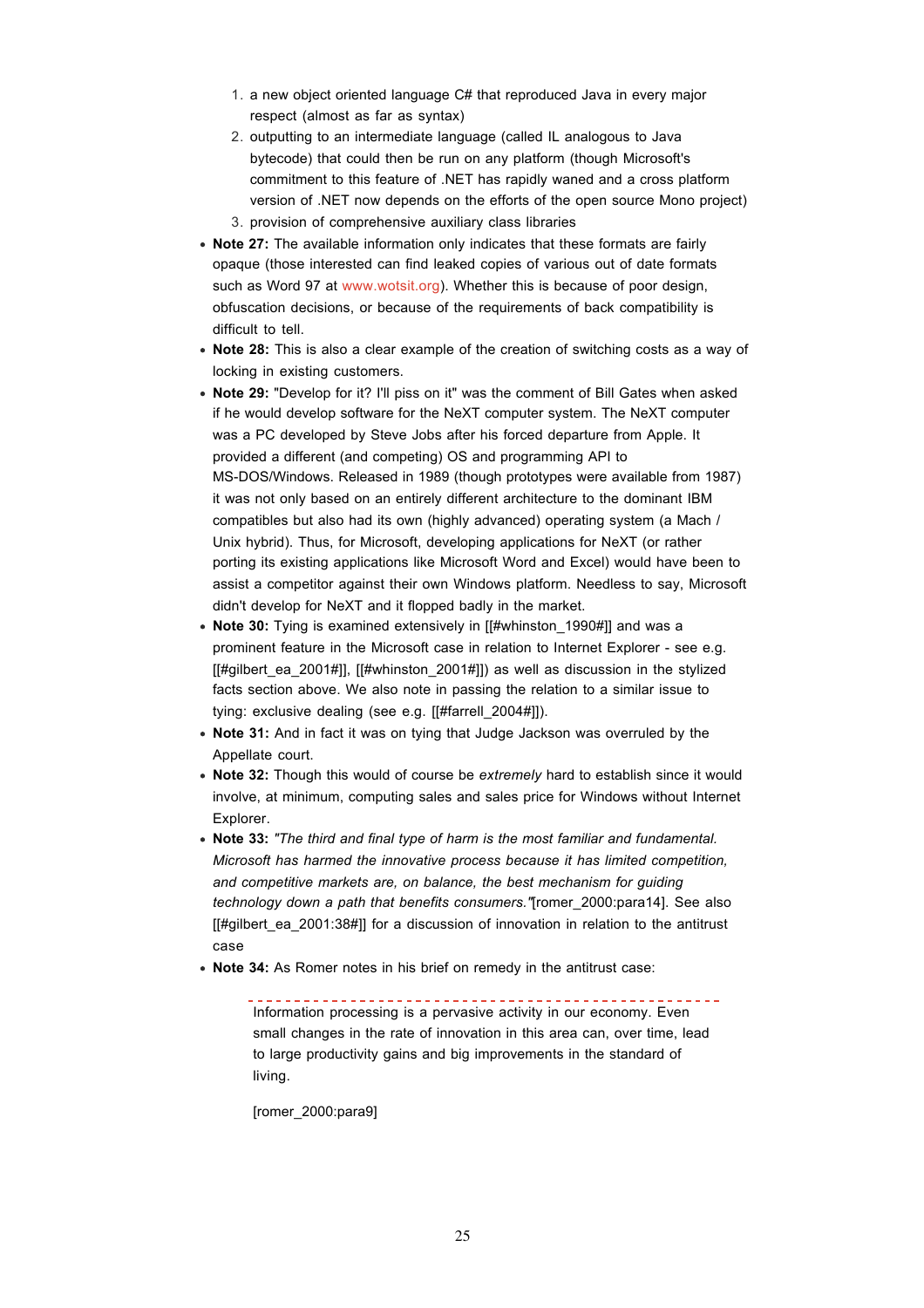1. a new object oriented language C# that reproduced Java in every major respect (almost as far as syntax)
2. outputting to an intermediate language (called IL analogous to Java bytecode) that could then be run on any platform (though Microsoft's commitment to this feature of .NET has rapidly waned and a cross platform version of .NET now depends on the efforts of the open source Mono project)
3. provision of comprehensive auxiliary class libraries

- **Note 27:** The available information only indicates that these formats are fairly opaque (those interested can find leaked copies of various out of date formats such as Word 97 at www.wotsit.org). Whether this is because of poor design, obfuscation decisions, or because of the requirements of back compatibility is difficult to tell.
- **Note 28:** This is also a clear example of the creation of switching costs as a way of locking in existing customers.
- **Note 29:** "Develop for it? I'll piss on it" was the comment of Bill Gates when asked if he would develop software for the NeXT computer system. The NeXT computer was a PC developed by Steve Jobs after his forced departure from Apple. It provided a different (and competing) OS and programming API to MS-DOS/Windows. Released in 1989 (though prototypes were available from 1987) it was not only based on an entirely different architecture to the dominant IBM compatibles but also had its own (highly advanced) operating system (a Mach / Unix hybrid). Thus, for Microsoft, developing applications for NeXT (or rather porting its existing applications like Microsoft Word and Excel) would have been to assist a competitor against their own Windows platform. Needless to say, Microsoft didn't develop for NeXT and it flopped badly in the market.
- **Note 30:** Tying is examined extensively in [[#whinston_1990#]] and was a prominent feature in the Microsoft case in relation to Internet Explorer - see e.g. [[#gilbert_ea_2001#]], [[#whinston_2001#]]) as well as discussion in the stylized facts section above. We also note in passing the relation to a similar issue to tying: exclusive dealing (see e.g. [[#farrell_2004#]]).
- **Note 31:** And in fact it was on tying that Judge Jackson was overruled by the Appellate court.
- **Note 32:** Though this would of course be *extremely* hard to establish since it would involve, at minimum, computing sales and sales price for Windows without Internet Explorer.
- **Note 33:** *"The third and final type of harm is the most familiar and fundamental. Microsoft has harmed the innovative process because it has limited competition, and competitive markets are, on balance, the best mechanism for guiding technology down a path that benefits consumers."*[romer_2000:para14]. See also [[#gilbert_ea_2001:38#]] for a discussion of innovation in relation to the antitrust case
- **Note 34:** As Romer notes in his brief on remedy in the antitrust case:

> Information processing is a pervasive activity in our economy. Even small changes in the rate of innovation in this area can, over time, lead to large productivity gains and big improvements in the standard of living.
>
> [romer_2000:para9]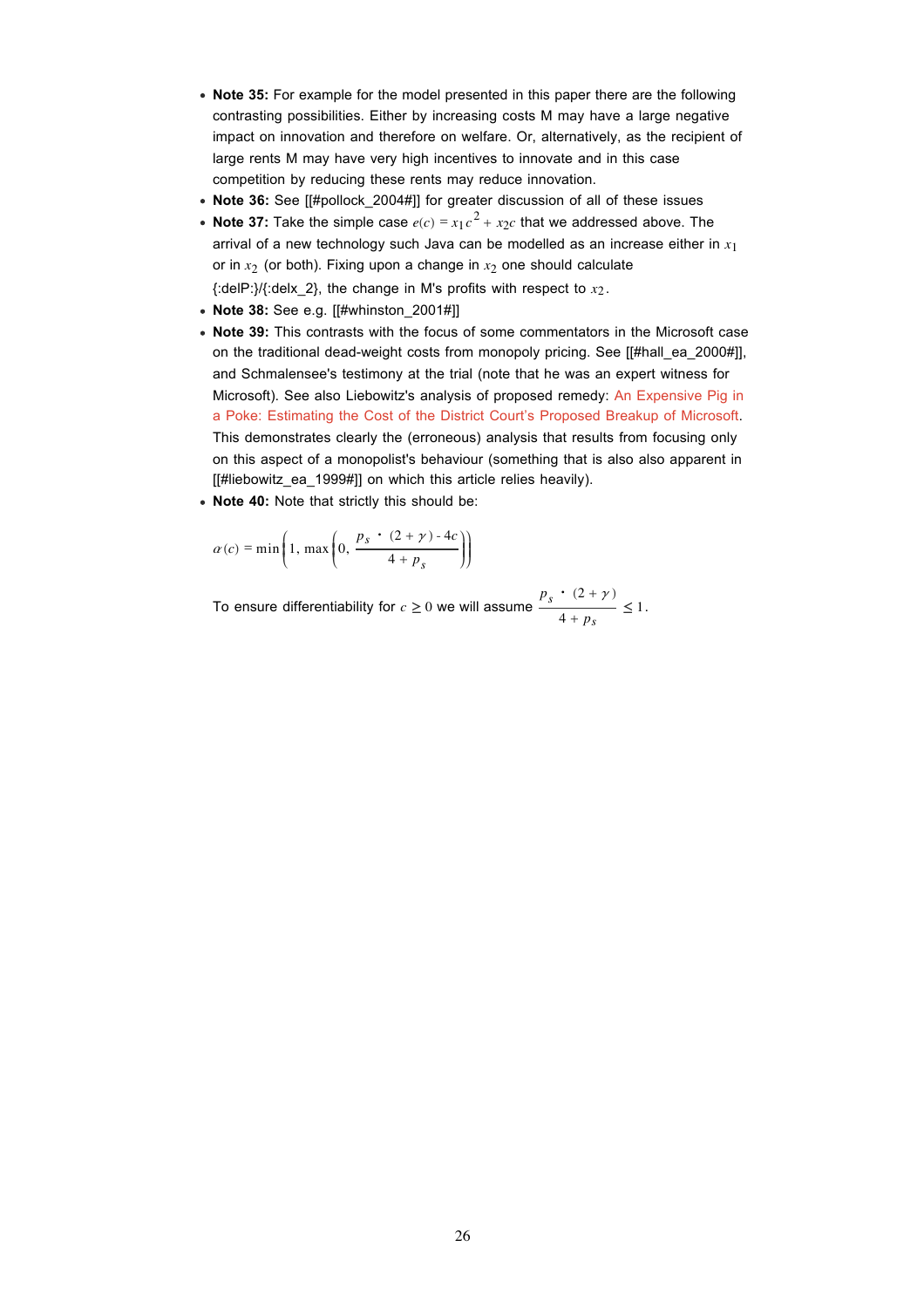- **Note 35:** For example for the model presented in this paper there are the following contrasting possibilities. Either by increasing costs M may have a large negative impact on innovation and therefore on welfare. Or, alternatively, as the recipient of large rents M may have very high incentives to innovate and in this case competition by reducing these rents may reduce innovation.
- **Note 36:** See [[#pollock_2004#]] for greater discussion of all of these issues
- **Note 37:** Take the simple case $e(c) = x_1 c^2 + x_2 c$ that we addressed above. The arrival of a new technology such Java can be modelled as an increase either in $x_1$ or in $x_2$ (or both). Fixing upon a change in $x_2$ one should calculate {:delP:}/{:delx_2}, the change in M's profits with respect to $x_2$.
- **Note 38:** See e.g. [[#whinston_2001#]]
- **Note 39:** This contrasts with the focus of some commentators in the Microsoft case on the traditional dead-weight costs from monopoly pricing. See [[#hall_ea_2000#]], and Schmalensee's testimony at the trial (note that he was an expert witness for Microsoft). See also Liebowitz's analysis of proposed remedy: An Expensive Pig in a Poke: Estimating the Cost of the District Court's Proposed Breakup of Microsoft. This demonstrates clearly the (erroneous) analysis that results from focusing only on this aspect of a monopolist's behaviour (something that is also also apparent in [[#liebowitz_ea_1999#]] on which this article relies heavily).
- **Note 40:** Note that strictly this should be:

$$\alpha(c) = \min\left(1, \max\left(0, \frac{p_s \cdot (2+\gamma) - 4c}{4 + p_s}\right)\right)$$

To ensure differentiability for $c \geq 0$ we will assume $\frac{p_s \cdot (2+\gamma)}{4 + p_s} \leq 1$.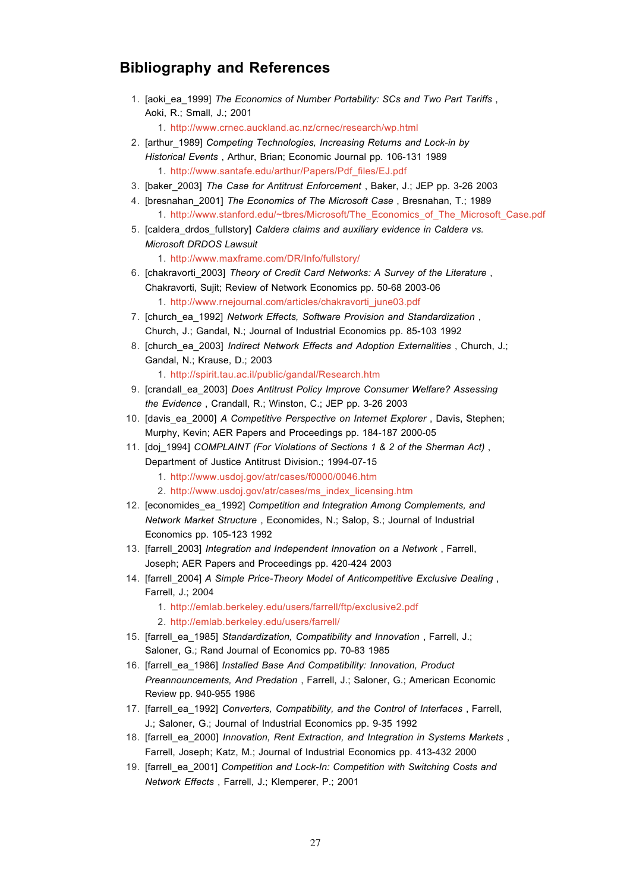## Bibliography and References

1. [aoki_ea_1999] *The Economics of Number Portability: SCs and Two Part Tariffs* , Aoki, R.; Small, J.; 2001
   1. http://www.crnec.auckland.ac.nz/crnec/research/wp.html
2. [arthur_1989] *Competing Technologies, Increasing Returns and Lock-in by Historical Events* , Arthur, Brian; Economic Journal pp. 106-131 1989
   1. http://www.santafe.edu/arthur/Papers/Pdf_files/EJ.pdf
3. [baker_2003] *The Case for Antitrust Enforcement* , Baker, J.; JEP pp. 3-26 2003
4. [bresnahan_2001] *The Economics of The Microsoft Case* , Bresnahan, T.; 1989
   1. http://www.stanford.edu/~tbres/Microsoft/The_Economics_of_The_Microsoft_Case.pdf
5. [caldera_drdos_fullstory] *Caldera claims and auxiliary evidence in Caldera vs. Microsoft DRDOS Lawsuit*
   1. http://www.maxframe.com/DR/Info/fullstory/
6. [chakravorti_2003] *Theory of Credit Card Networks: A Survey of the Literature* , Chakravorti, Sujit; Review of Network Economics pp. 50-68 2003-06
   1. http://www.rnejournal.com/articles/chakravorti_june03.pdf
7. [church_ea_1992] *Network Effects, Software Provision and Standardization* , Church, J.; Gandal, N.; Journal of Industrial Economics pp. 85-103 1992
8. [church_ea_2003] *Indirect Network Effects and Adoption Externalities* , Church, J.; Gandal, N.; Krause, D.; 2003
   1. http://spirit.tau.ac.il/public/gandal/Research.htm
9. [crandall_ea_2003] *Does Antitrust Policy Improve Consumer Welfare? Assessing the Evidence* , Crandall, R.; Winston, C.; JEP pp. 3-26 2003
10. [davis_ea_2000] *A Competitive Perspective on Internet Explorer* , Davis, Stephen; Murphy, Kevin; AER Papers and Proceedings pp. 184-187 2000-05
11. [doj_1994] *COMPLAINT (For Violations of Sections 1 & 2 of the Sherman Act)* , Department of Justice Antitrust Division.; 1994-07-15
    1. http://www.usdoj.gov/atr/cases/f0000/0046.htm
    2. http://www.usdoj.gov/atr/cases/ms_index_licensing.htm
12. [economides_ea_1992] *Competition and Integration Among Complements, and Network Market Structure* , Economides, N.; Salop, S.; Journal of Industrial Economics pp. 105-123 1992
13. [farrell_2003] *Integration and Independent Innovation on a Network* , Farrell, Joseph; AER Papers and Proceedings pp. 420-424 2003
14. [farrell_2004] *A Simple Price-Theory Model of Anticompetitive Exclusive Dealing* , Farrell, J.; 2004
    1. http://emlab.berkeley.edu/users/farrell/ftp/exclusive2.pdf
    2. http://emlab.berkeley.edu/users/farrell/
15. [farrell_ea_1985] *Standardization, Compatibility and Innovation* , Farrell, J.; Saloner, G.; Rand Journal of Economics pp. 70-83 1985
16. [farrell_ea_1986] *Installed Base And Compatibility: Innovation, Product Preannouncements, And Predation* , Farrell, J.; Saloner, G.; American Economic Review pp. 940-955 1986
17. [farrell_ea_1992] *Converters, Compatibility, and the Control of Interfaces* , Farrell, J.; Saloner, G.; Journal of Industrial Economics pp. 9-35 1992
18. [farrell_ea_2000] *Innovation, Rent Extraction, and Integration in Systems Markets* , Farrell, Joseph; Katz, M.; Journal of Industrial Economics pp. 413-432 2000
19. [farrell_ea_2001] *Competition and Lock-In: Competition with Switching Costs and Network Effects* , Farrell, J.; Klemperer, P.; 2001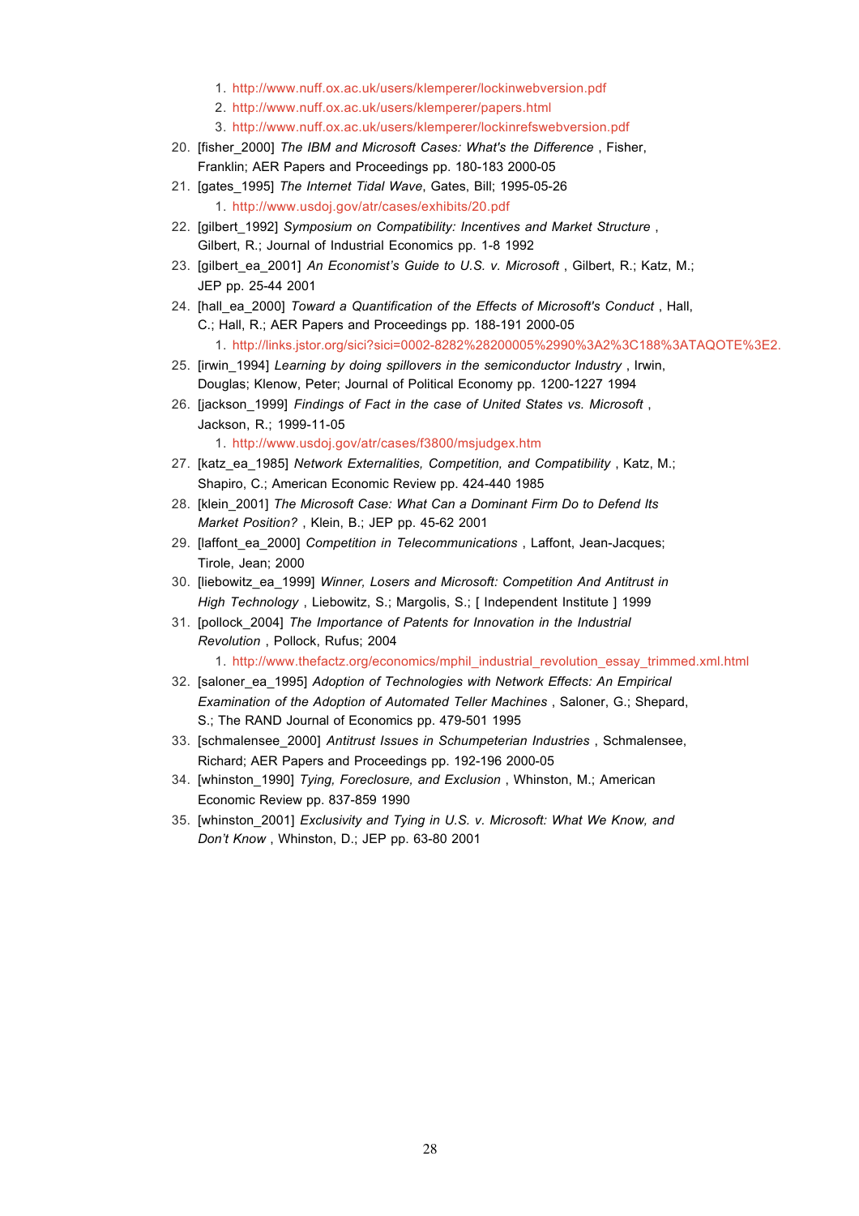1. http://www.nuff.ox.ac.uk/users/klemperer/lockinwebversion.pdf
   2. http://www.nuff.ox.ac.uk/users/klemperer/papers.html
   3. http://www.nuff.ox.ac.uk/users/klemperer/lockinrefswebversion.pdf

20. [fisher_2000] *The IBM and Microsoft Cases: What's the Difference* , Fisher, Franklin; AER Papers and Proceedings pp. 180-183 2000-05
21. [gates_1995] *The Internet Tidal Wave*, Gates, Bill; 1995-05-26
    1. http://www.usdoj.gov/atr/cases/exhibits/20.pdf
22. [gilbert_1992] *Symposium on Compatibility: Incentives and Market Structure* , Gilbert, R.; Journal of Industrial Economics pp. 1-8 1992
23. [gilbert_ea_2001] *An Economist's Guide to U.S. v. Microsoft* , Gilbert, R.; Katz, M.; JEP pp. 25-44 2001
24. [hall_ea_2000] *Toward a Quantification of the Effects of Microsoft's Conduct* , Hall, C.; Hall, R.; AER Papers and Proceedings pp. 188-191 2000-05
    1. http://links.jstor.org/sici?sici=0002-8282%28200005%2990%3A2%3C188%3ATAQOTE%3E2.
25. [irwin_1994] *Learning by doing spillovers in the semiconductor Industry* , Irwin, Douglas; Klenow, Peter; Journal of Political Economy pp. 1200-1227 1994
26. [jackson_1999] *Findings of Fact in the case of United States vs. Microsoft* , Jackson, R.; 1999-11-05
    1. http://www.usdoj.gov/atr/cases/f3800/msjudgex.htm
27. [katz_ea_1985] *Network Externalities, Competition, and Compatibility* , Katz, M.; Shapiro, C.; American Economic Review pp. 424-440 1985
28. [klein_2001] *The Microsoft Case: What Can a Dominant Firm Do to Defend Its Market Position?* , Klein, B.; JEP pp. 45-62 2001
29. [laffont_ea_2000] *Competition in Telecommunications* , Laffont, Jean-Jacques; Tirole, Jean; 2000
30. [liebowitz_ea_1999] *Winner, Losers and Microsoft: Competition And Antitrust in High Technology* , Liebowitz, S.; Margolis, S.; [ Independent Institute ] 1999
31. [pollock_2004] *The Importance of Patents for Innovation in the Industrial Revolution* , Pollock, Rufus; 2004
    1. http://www.thefactz.org/economics/mphil_industrial_revolution_essay_trimmed.xml.html
32. [saloner_ea_1995] *Adoption of Technologies with Network Effects: An Empirical Examination of the Adoption of Automated Teller Machines* , Saloner, G.; Shepard, S.; The RAND Journal of Economics pp. 479-501 1995
33. [schmalensee_2000] *Antitrust Issues in Schumpeterian Industries* , Schmalensee, Richard; AER Papers and Proceedings pp. 192-196 2000-05
34. [whinston_1990] *Tying, Foreclosure, and Exclusion* , Whinston, M.; American Economic Review pp. 837-859 1990
35. [whinston_2001] *Exclusivity and Tying in U.S. v. Microsoft: What We Know, and Don't Know* , Whinston, D.; JEP pp. 63-80 2001